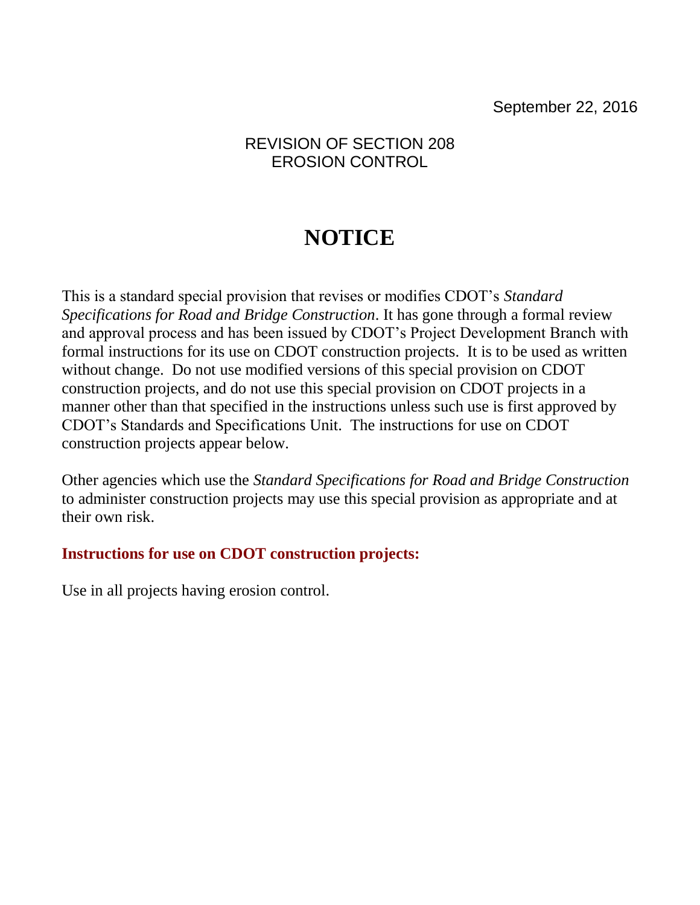September 22, 2016

REVISION OF SECTION 208
EROSION CONTROL

# NOTICE

This is a standard special provision that revises or modifies CDOT's *Standard Specifications for Road and Bridge Construction*. It has gone through a formal review and approval process and has been issued by CDOT's Project Development Branch with formal instructions for its use on CDOT construction projects. It is to be used as written without change. Do not use modified versions of this special provision on CDOT construction projects, and do not use this special provision on CDOT projects in a manner other than that specified in the instructions unless such use is first approved by CDOT's Standards and Specifications Unit. The instructions for use on CDOT construction projects appear below.

Other agencies which use the *Standard Specifications for Road and Bridge Construction* to administer construction projects may use this special provision as appropriate and at their own risk.

**Instructions for use on CDOT construction projects:**

Use in all projects having erosion control.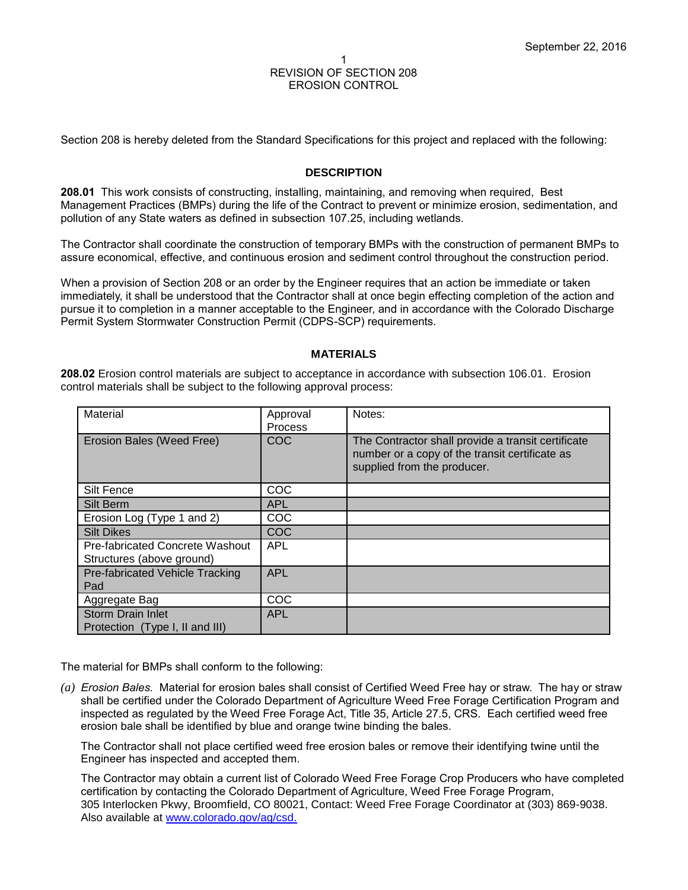# REVISION OF SECTION 208
# EROSION CONTROL

Section 208 is hereby deleted from the Standard Specifications for this project and replaced with the following:

## DESCRIPTION

**208.01** This work consists of constructing, installing, maintaining, and removing when required, Best Management Practices (BMPs) during the life of the Contract to prevent or minimize erosion, sedimentation, and pollution of any State waters as defined in subsection 107.25, including wetlands.

The Contractor shall coordinate the construction of temporary BMPs with the construction of permanent BMPs to assure economical, effective, and continuous erosion and sediment control throughout the construction period.

When a provision of Section 208 or an order by the Engineer requires that an action be immediate or taken immediately, it shall be understood that the Contractor shall at once begin effecting completion of the action and pursue it to completion in a manner acceptable to the Engineer, and in accordance with the Colorado Discharge Permit System Stormwater Construction Permit (CDPS-SCP) requirements.

## MATERIALS

**208.02** Erosion control materials are subject to acceptance in accordance with subsection 106.01. Erosion control materials shall be subject to the following approval process:

| Material | Approval Process | Notes: |
|---|---|---|
| Erosion Bales (Weed Free) | COC | The Contractor shall provide a transit certificate number or a copy of the transit certificate as supplied from the producer. |
| Silt Fence | COC | |
| Silt Berm | APL | |
| Erosion Log (Type 1 and 2) | COC | |
| Silt Dikes | COC | |
| Pre-fabricated Concrete Washout Structures (above ground) | APL | |
| Pre-fabricated Vehicle Tracking Pad | APL | |
| Aggregate Bag | COC | |
| Storm Drain Inlet Protection (Type I, II and III) | APL | |

The material for BMPs shall conform to the following:

*(a) Erosion Bales.* Material for erosion bales shall consist of Certified Weed Free hay or straw. The hay or straw shall be certified under the Colorado Department of Agriculture Weed Free Forage Certification Program and inspected as regulated by the Weed Free Forage Act, Title 35, Article 27.5, CRS. Each certified weed free erosion bale shall be identified by blue and orange twine binding the bales.

The Contractor shall not place certified weed free erosion bales or remove their identifying twine until the Engineer has inspected and accepted them.

The Contractor may obtain a current list of Colorado Weed Free Forage Crop Producers who have completed certification by contacting the Colorado Department of Agriculture, Weed Free Forage Program, 305 Interlocken Pkwy, Broomfield, CO 80021, Contact: Weed Free Forage Coordinator at (303) 869-9038. Also available at www.colorado.gov/ag/csd.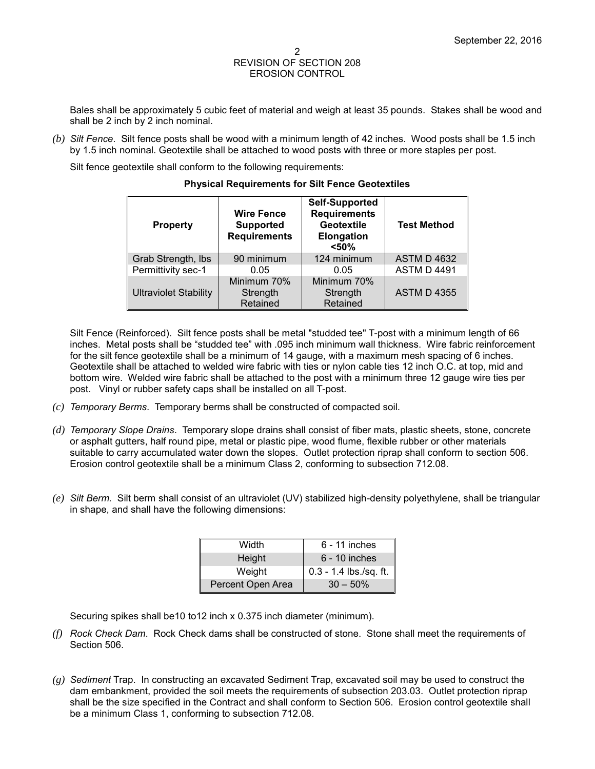Bales shall be approximately 5 cubic feet of material and weigh at least 35 pounds. Stakes shall be wood and shall be 2 inch by 2 inch nominal.

*(b) Silt Fence*. Silt fence posts shall be wood with a minimum length of 42 inches. Wood posts shall be 1.5 inch by 1.5 inch nominal. Geotextile shall be attached to wood posts with three or more staples per post.

Silt fence geotextile shall conform to the following requirements:

**Physical Requirements for Silt Fence Geotextiles**

| Property | Wire Fence Supported Requirements | Self-Supported Requirements Geotextile Elongation <50% | Test Method |
|---|---|---|---|
| Grab Strength, lbs | 90 minimum | 124 minimum | ASTM D 4632 |
| Permittivity sec-1 | 0.05 | 0.05 | ASTM D 4491 |
| Ultraviolet Stability | Minimum 70% Strength Retained | Minimum 70% Strength Retained | ASTM D 4355 |

Silt Fence (Reinforced). Silt fence posts shall be metal "studded tee" T-post with a minimum length of 66 inches. Metal posts shall be "studded tee" with .095 inch minimum wall thickness. Wire fabric reinforcement for the silt fence geotextile shall be a minimum of 14 gauge, with a maximum mesh spacing of 6 inches. Geotextile shall be attached to welded wire fabric with ties or nylon cable ties 12 inch O.C. at top, mid and bottom wire. Welded wire fabric shall be attached to the post with a minimum three 12 gauge wire ties per post. Vinyl or rubber safety caps shall be installed on all T-post.

*(c) Temporary Berms*. Temporary berms shall be constructed of compacted soil.

*(d) Temporary Slope Drains*. Temporary slope drains shall consist of fiber mats, plastic sheets, stone, concrete or asphalt gutters, half round pipe, metal or plastic pipe, wood flume, flexible rubber or other materials suitable to carry accumulated water down the slopes. Outlet protection riprap shall conform to section 506. Erosion control geotextile shall be a minimum Class 2, conforming to subsection 712.08.

*(e) Silt Berm.* Silt berm shall consist of an ultraviolet (UV) stabilized high-density polyethylene, shall be triangular in shape, and shall have the following dimensions:

| Width | 6 - 11 inches |
|---|---|
| Height | 6 - 10 inches |
| Weight | 0.3 - 1.4 lbs./sq. ft. |
| Percent Open Area | 30 – 50% |

Securing spikes shall be10 to12 inch x 0.375 inch diameter (minimum).

*(f) Rock Check Dam*. Rock Check dams shall be constructed of stone. Stone shall meet the requirements of Section 506.

*(g) Sediment* Trap. In constructing an excavated Sediment Trap, excavated soil may be used to construct the dam embankment, provided the soil meets the requirements of subsection 203.03. Outlet protection riprap shall be the size specified in the Contract and shall conform to Section 506. Erosion control geotextile shall be a minimum Class 1, conforming to subsection 712.08.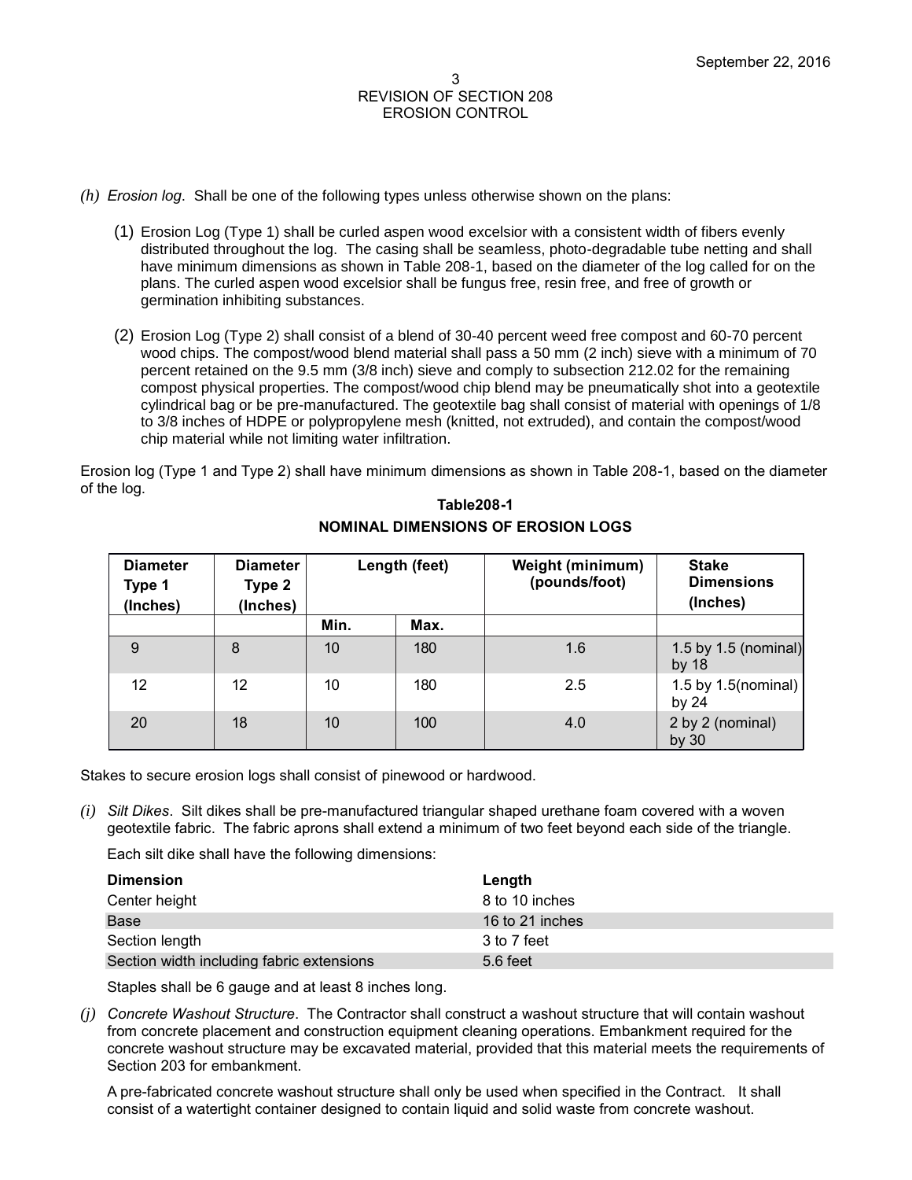*(h) Erosion log*. Shall be one of the following types unless otherwise shown on the plans:

(1) Erosion Log (Type 1) shall be curled aspen wood excelsior with a consistent width of fibers evenly distributed throughout the log. The casing shall be seamless, photo-degradable tube netting and shall have minimum dimensions as shown in Table 208-1, based on the diameter of the log called for on the plans. The curled aspen wood excelsior shall be fungus free, resin free, and free of growth or germination inhibiting substances.

(2) Erosion Log (Type 2) shall consist of a blend of 30-40 percent weed free compost and 60-70 percent wood chips. The compost/wood blend material shall pass a 50 mm (2 inch) sieve with a minimum of 70 percent retained on the 9.5 mm (3/8 inch) sieve and comply to subsection 212.02 for the remaining compost physical properties. The compost/wood chip blend may be pneumatically shot into a geotextile cylindrical bag or be pre-manufactured. The geotextile bag shall consist of material with openings of 1/8 to 3/8 inches of HDPE or polypropylene mesh (knitted, not extruded), and contain the compost/wood chip material while not limiting water infiltration.

Erosion log (Type 1 and Type 2) shall have minimum dimensions as shown in Table 208-1, based on the diameter of the log.

**Table208-1**

**NOMINAL DIMENSIONS OF EROSION LOGS**

| Diameter Type 1 (Inches) | Diameter Type 2 (Inches) | Length (feet) | | Weight (minimum) (pounds/foot) | Stake Dimensions (Inches) |
|---|---|---|---|---|---|
| | | Min. | Max. | | |
| 9 | 8 | 10 | 180 | 1.6 | 1.5 by 1.5 (nominal) by 18 |
| 12 | 12 | 10 | 180 | 2.5 | 1.5 by 1.5(nominal) by 24 |
| 20 | 18 | 10 | 100 | 4.0 | 2 by 2 (nominal) by 30 |

Stakes to secure erosion logs shall consist of pinewood or hardwood.

*(i) Silt Dikes*. Silt dikes shall be pre-manufactured triangular shaped urethane foam covered with a woven geotextile fabric. The fabric aprons shall extend a minimum of two feet beyond each side of the triangle.

Each silt dike shall have the following dimensions:

| Dimension | Length |
|---|---|
| Center height | 8 to 10 inches |
| Base | 16 to 21 inches |
| Section length | 3 to 7 feet |
| Section width including fabric extensions | 5.6 feet |

Staples shall be 6 gauge and at least 8 inches long.

*(j) Concrete Washout Structure*. The Contractor shall construct a washout structure that will contain washout from concrete placement and construction equipment cleaning operations. Embankment required for the concrete washout structure may be excavated material, provided that this material meets the requirements of Section 203 for embankment.

A pre-fabricated concrete washout structure shall only be used when specified in the Contract. It shall consist of a watertight container designed to contain liquid and solid waste from concrete washout.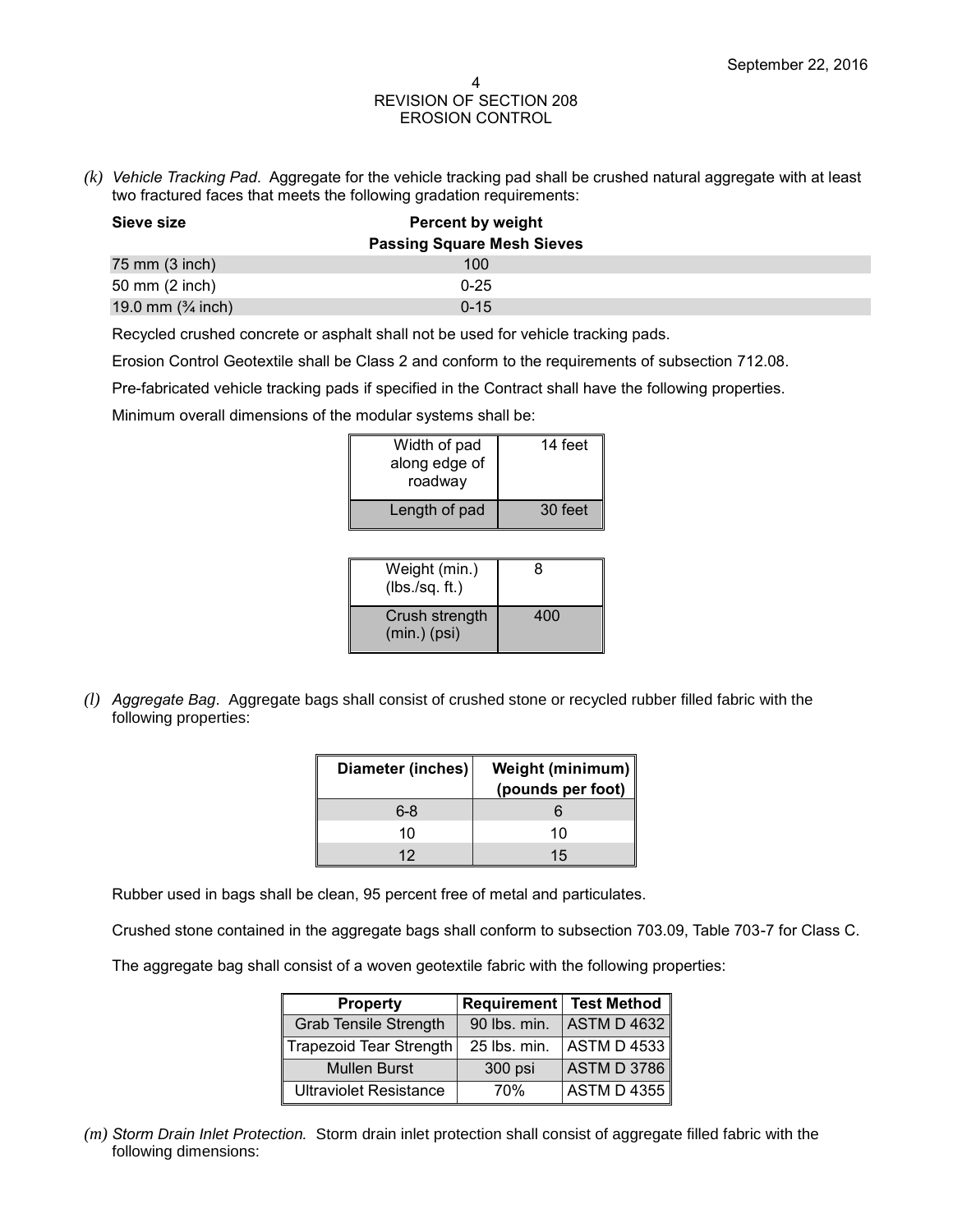*(k) Vehicle Tracking Pad*. Aggregate for the vehicle tracking pad shall be crushed natural aggregate with at least two fractured faces that meets the following gradation requirements:

| Sieve size | Percent by weight Passing Square Mesh Sieves |
|---|---|
| 75 mm (3 inch) | 100 |
| 50 mm (2 inch) | 0-25 |
| 19.0 mm (¾ inch) | 0-15 |

Recycled crushed concrete or asphalt shall not be used for vehicle tracking pads.

Erosion Control Geotextile shall be Class 2 and conform to the requirements of subsection 712.08.

Pre-fabricated vehicle tracking pads if specified in the Contract shall have the following properties.

Minimum overall dimensions of the modular systems shall be:

| | |
|---|---|
| Width of pad along edge of roadway | 14 feet |
| Length of pad | 30 feet |

| | |
|---|---|
| Weight (min.) (lbs./sq. ft.) | 8 |
| Crush strength (min.) (psi) | 400 |

*(l) Aggregate Bag*. Aggregate bags shall consist of crushed stone or recycled rubber filled fabric with the following properties:

| Diameter (inches) | Weight (minimum) (pounds per foot) |
|---|---|
| 6-8 | 6 |
| 10 | 10 |
| 12 | 15 |

Rubber used in bags shall be clean, 95 percent free of metal and particulates.

Crushed stone contained in the aggregate bags shall conform to subsection 703.09, Table 703-7 for Class C.

The aggregate bag shall consist of a woven geotextile fabric with the following properties:

| Property | Requirement | Test Method |
|---|---|---|
| Grab Tensile Strength | 90 lbs. min. | ASTM D 4632 |
| Trapezoid Tear Strength | 25 lbs. min. | ASTM D 4533 |
| Mullen Burst | 300 psi | ASTM D 3786 |
| Ultraviolet Resistance | 70% | ASTM D 4355 |

*(m) Storm Drain Inlet Protection.* Storm drain inlet protection shall consist of aggregate filled fabric with the following dimensions: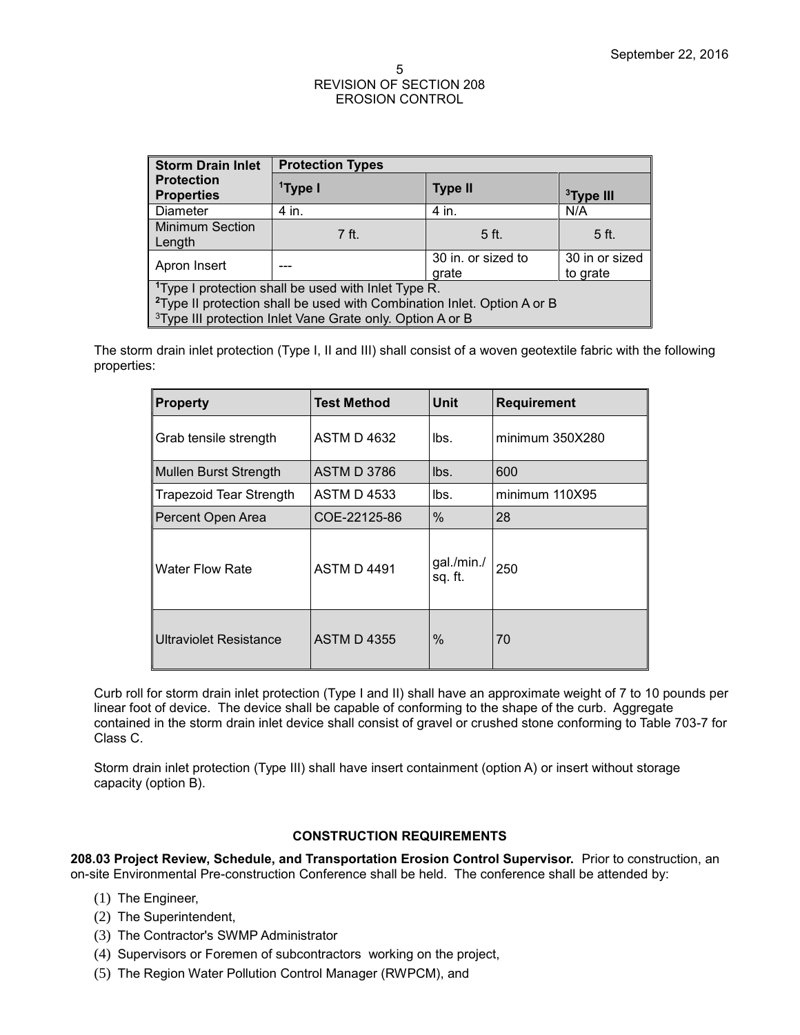| Storm Drain Inlet Protection Properties | Protection Types | | |
|---|---|---|---|
| | [1]Type I | Type II | [3]Type III |
| Diameter | 4 in. | 4 in. | N/A |
| Minimum Section Length | 7 ft. | 5 ft. | 5 ft. |
| Apron Insert | --- | 30 in. or sized to grate | 30 in or sized to grate |

[1]Type I protection shall be used with Inlet Type R.
[2]Type II protection shall be used with Combination Inlet. Option A or B
[3]Type III protection Inlet Vane Grate only. Option A or B

The storm drain inlet protection (Type I, II and III) shall consist of a woven geotextile fabric with the following properties:

| Property | Test Method | Unit | Requirement |
|---|---|---|---|
| Grab tensile strength | ASTM D 4632 | lbs. | minimum 350X280 |
| Mullen Burst Strength | ASTM D 3786 | lbs. | 600 |
| Trapezoid Tear Strength | ASTM D 4533 | lbs. | minimum 110X95 |
| Percent Open Area | COE-22125-86 | % | 28 |
| Water Flow Rate | ASTM D 4491 | gal./min./ sq. ft. | 250 |
| Ultraviolet Resistance | ASTM D 4355 | % | 70 |

Curb roll for storm drain inlet protection (Type I and II) shall have an approximate weight of 7 to 10 pounds per linear foot of device. The device shall be capable of conforming to the shape of the curb. Aggregate contained in the storm drain inlet device shall consist of gravel or crushed stone conforming to Table 703-7 for Class C.

Storm drain inlet protection (Type III) shall have insert containment (option A) or insert without storage capacity (option B).

## CONSTRUCTION REQUIREMENTS

**208.03 Project Review, Schedule, and Transportation Erosion Control Supervisor.** Prior to construction, an on-site Environmental Pre-construction Conference shall be held. The conference shall be attended by:

(1) The Engineer,
(2) The Superintendent,
(3) The Contractor's SWMP Administrator
(4) Supervisors or Foremen of subcontractors working on the project,
(5) The Region Water Pollution Control Manager (RWPCM), and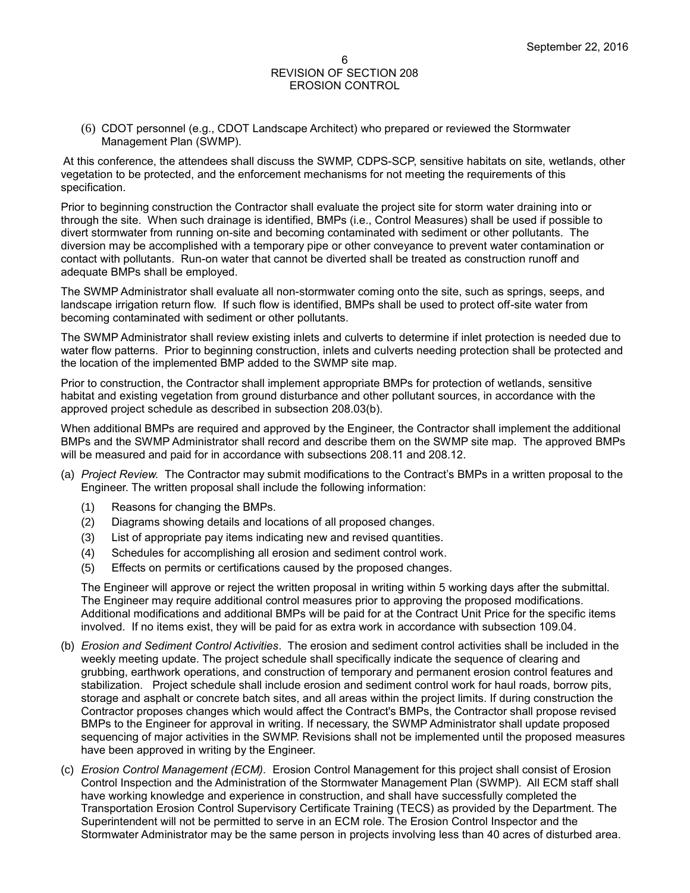(6) CDOT personnel (e.g., CDOT Landscape Architect) who prepared or reviewed the Stormwater Management Plan (SWMP).

At this conference, the attendees shall discuss the SWMP, CDPS-SCP, sensitive habitats on site, wetlands, other vegetation to be protected, and the enforcement mechanisms for not meeting the requirements of this specification.

Prior to beginning construction the Contractor shall evaluate the project site for storm water draining into or through the site. When such drainage is identified, BMPs (i.e., Control Measures) shall be used if possible to divert stormwater from running on-site and becoming contaminated with sediment or other pollutants. The diversion may be accomplished with a temporary pipe or other conveyance to prevent water contamination or contact with pollutants. Run-on water that cannot be diverted shall be treated as construction runoff and adequate BMPs shall be employed.

The SWMP Administrator shall evaluate all non-stormwater coming onto the site, such as springs, seeps, and landscape irrigation return flow. If such flow is identified, BMPs shall be used to protect off-site water from becoming contaminated with sediment or other pollutants.

The SWMP Administrator shall review existing inlets and culverts to determine if inlet protection is needed due to water flow patterns. Prior to beginning construction, inlets and culverts needing protection shall be protected and the location of the implemented BMP added to the SWMP site map.

Prior to construction, the Contractor shall implement appropriate BMPs for protection of wetlands, sensitive habitat and existing vegetation from ground disturbance and other pollutant sources, in accordance with the approved project schedule as described in subsection 208.03(b).

When additional BMPs are required and approved by the Engineer, the Contractor shall implement the additional BMPs and the SWMP Administrator shall record and describe them on the SWMP site map. The approved BMPs will be measured and paid for in accordance with subsections 208.11 and 208.12.

(a) *Project Review.* The Contractor may submit modifications to the Contract's BMPs in a written proposal to the Engineer. The written proposal shall include the following information:

    (1) Reasons for changing the BMPs.
    (2) Diagrams showing details and locations of all proposed changes.
    (3) List of appropriate pay items indicating new and revised quantities.
    (4) Schedules for accomplishing all erosion and sediment control work.
    (5) Effects on permits or certifications caused by the proposed changes.

    The Engineer will approve or reject the written proposal in writing within 5 working days after the submittal. The Engineer may require additional control measures prior to approving the proposed modifications. Additional modifications and additional BMPs will be paid for at the Contract Unit Price for the specific items involved. If no items exist, they will be paid for as extra work in accordance with subsection 109.04.

(b) *Erosion and Sediment Control Activities*. The erosion and sediment control activities shall be included in the weekly meeting update. The project schedule shall specifically indicate the sequence of clearing and grubbing, earthwork operations, and construction of temporary and permanent erosion control features and stabilization. Project schedule shall include erosion and sediment control work for haul roads, borrow pits, storage and asphalt or concrete batch sites, and all areas within the project limits. If during construction the Contractor proposes changes which would affect the Contract's BMPs, the Contractor shall propose revised BMPs to the Engineer for approval in writing. If necessary, the SWMP Administrator shall update proposed sequencing of major activities in the SWMP. Revisions shall not be implemented until the proposed measures have been approved in writing by the Engineer.

(c) *Erosion Control Management (ECM)*. Erosion Control Management for this project shall consist of Erosion Control Inspection and the Administration of the Stormwater Management Plan (SWMP). All ECM staff shall have working knowledge and experience in construction, and shall have successfully completed the Transportation Erosion Control Supervisory Certificate Training (TECS) as provided by the Department. The Superintendent will not be permitted to serve in an ECM role. The Erosion Control Inspector and the Stormwater Administrator may be the same person in projects involving less than 40 acres of disturbed area.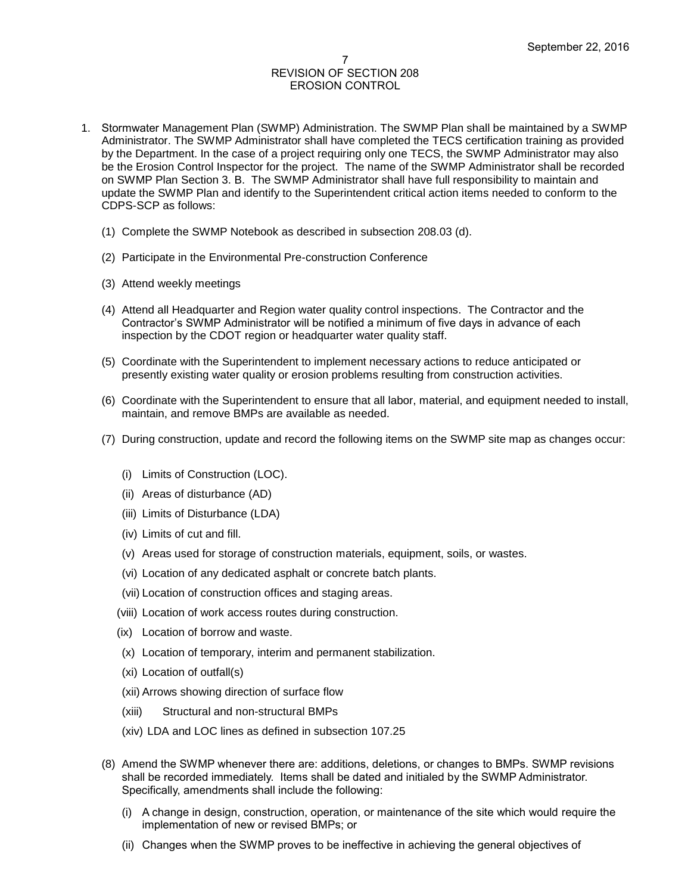# REVISION OF SECTION 208
# EROSION CONTROL

1. Stormwater Management Plan (SWMP) Administration. The SWMP Plan shall be maintained by a SWMP Administrator. The SWMP Administrator shall have completed the TECS certification training as provided by the Department. In the case of a project requiring only one TECS, the SWMP Administrator may also be the Erosion Control Inspector for the project. The name of the SWMP Administrator shall be recorded on SWMP Plan Section 3. B. The SWMP Administrator shall have full responsibility to maintain and update the SWMP Plan and identify to the Superintendent critical action items needed to conform to the CDPS-SCP as follows:

   (1) Complete the SWMP Notebook as described in subsection 208.03 (d).

   (2) Participate in the Environmental Pre-construction Conference

   (3) Attend weekly meetings

   (4) Attend all Headquarter and Region water quality control inspections. The Contractor and the Contractor's SWMP Administrator will be notified a minimum of five days in advance of each inspection by the CDOT region or headquarter water quality staff.

   (5) Coordinate with the Superintendent to implement necessary actions to reduce anticipated or presently existing water quality or erosion problems resulting from construction activities.

   (6) Coordinate with the Superintendent to ensure that all labor, material, and equipment needed to install, maintain, and remove BMPs are available as needed.

   (7) During construction, update and record the following items on the SWMP site map as changes occur:

      (i) Limits of Construction (LOC).

      (ii) Areas of disturbance (AD)

      (iii) Limits of Disturbance (LDA)

      (iv) Limits of cut and fill.

      (v) Areas used for storage of construction materials, equipment, soils, or wastes.

      (vi) Location of any dedicated asphalt or concrete batch plants.

      (vii) Location of construction offices and staging areas.

      (viii) Location of work access routes during construction.

      (ix) Location of borrow and waste.

      (x) Location of temporary, interim and permanent stabilization.

      (xi) Location of outfall(s)

      (xii) Arrows showing direction of surface flow

      (xiii) Structural and non-structural BMPs

      (xiv) LDA and LOC lines as defined in subsection 107.25

   (8) Amend the SWMP whenever there are: additions, deletions, or changes to BMPs. SWMP revisions shall be recorded immediately. Items shall be dated and initialed by the SWMP Administrator. Specifically, amendments shall include the following:

      (i) A change in design, construction, operation, or maintenance of the site which would require the implementation of new or revised BMPs; or

      (ii) Changes when the SWMP proves to be ineffective in achieving the general objectives of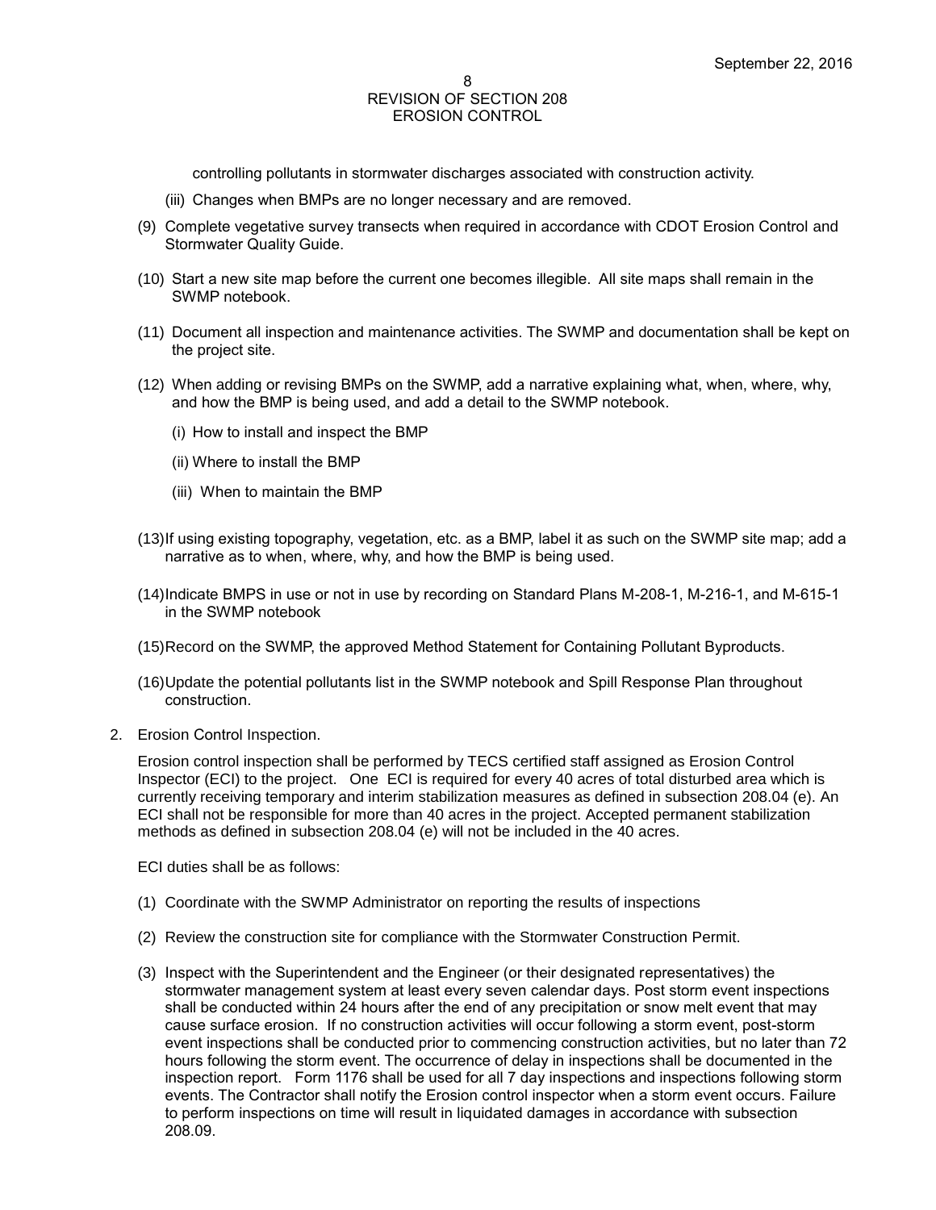controlling pollutants in stormwater discharges associated with construction activity.

(iii) Changes when BMPs are no longer necessary and are removed.

(9) Complete vegetative survey transects when required in accordance with CDOT Erosion Control and Stormwater Quality Guide.

(10) Start a new site map before the current one becomes illegible. All site maps shall remain in the SWMP notebook.

(11) Document all inspection and maintenance activities. The SWMP and documentation shall be kept on the project site.

(12) When adding or revising BMPs on the SWMP, add a narrative explaining what, when, where, why, and how the BMP is being used, and add a detail to the SWMP notebook.

(i) How to install and inspect the BMP

(ii) Where to install the BMP

(iii) When to maintain the BMP

(13) If using existing topography, vegetation, etc. as a BMP, label it as such on the SWMP site map; add a narrative as to when, where, why, and how the BMP is being used.

(14) Indicate BMPS in use or not in use by recording on Standard Plans M-208-1, M-216-1, and M-615-1 in the SWMP notebook

(15) Record on the SWMP, the approved Method Statement for Containing Pollutant Byproducts.

(16) Update the potential pollutants list in the SWMP notebook and Spill Response Plan throughout construction.

2. Erosion Control Inspection.

Erosion control inspection shall be performed by TECS certified staff assigned as Erosion Control Inspector (ECI) to the project. One ECI is required for every 40 acres of total disturbed area which is currently receiving temporary and interim stabilization measures as defined in subsection 208.04 (e). An ECI shall not be responsible for more than 40 acres in the project. Accepted permanent stabilization methods as defined in subsection 208.04 (e) will not be included in the 40 acres.

ECI duties shall be as follows:

(1) Coordinate with the SWMP Administrator on reporting the results of inspections

(2) Review the construction site for compliance with the Stormwater Construction Permit.

(3) Inspect with the Superintendent and the Engineer (or their designated representatives) the stormwater management system at least every seven calendar days. Post storm event inspections shall be conducted within 24 hours after the end of any precipitation or snow melt event that may cause surface erosion. If no construction activities will occur following a storm event, post-storm event inspections shall be conducted prior to commencing construction activities, but no later than 72 hours following the storm event. The occurrence of delay in inspections shall be documented in the inspection report. Form 1176 shall be used for all 7 day inspections and inspections following storm events. The Contractor shall notify the Erosion control inspector when a storm event occurs. Failure to perform inspections on time will result in liquidated damages in accordance with subsection 208.09.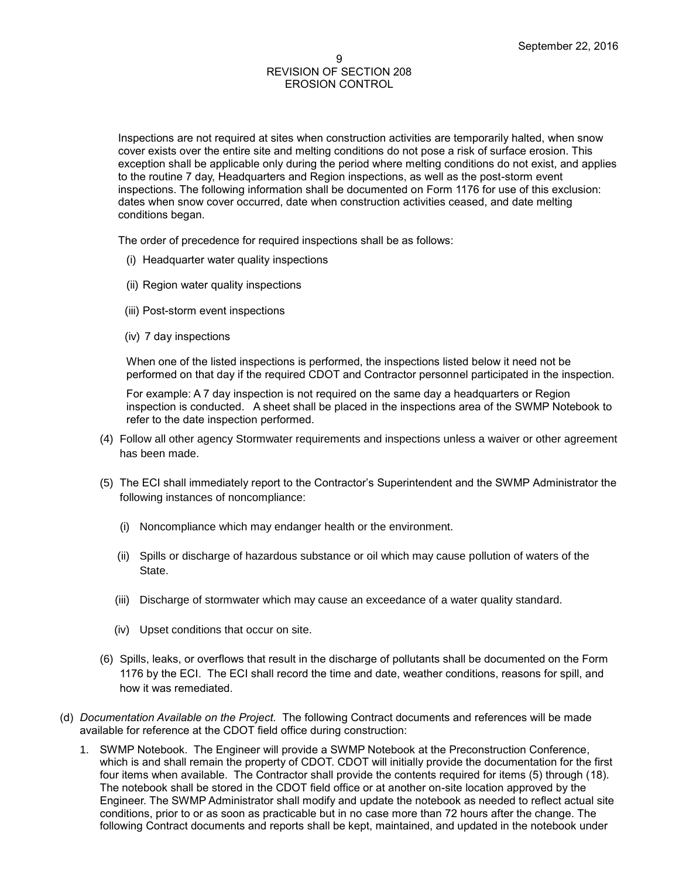Inspections are not required at sites when construction activities are temporarily halted, when snow cover exists over the entire site and melting conditions do not pose a risk of surface erosion. This exception shall be applicable only during the period where melting conditions do not exist, and applies to the routine 7 day, Headquarters and Region inspections, as well as the post-storm event inspections. The following information shall be documented on Form 1176 for use of this exclusion: dates when snow cover occurred, date when construction activities ceased, and date melting conditions began.

The order of precedence for required inspections shall be as follows:

(i) Headquarter water quality inspections

(ii) Region water quality inspections

(iii) Post-storm event inspections

(iv) 7 day inspections

When one of the listed inspections is performed, the inspections listed below it need not be performed on that day if the required CDOT and Contractor personnel participated in the inspection.

For example: A 7 day inspection is not required on the same day a headquarters or Region inspection is conducted. A sheet shall be placed in the inspections area of the SWMP Notebook to refer to the date inspection performed.

(4) Follow all other agency Stormwater requirements and inspections unless a waiver or other agreement has been made.

(5) The ECI shall immediately report to the Contractor's Superintendent and the SWMP Administrator the following instances of noncompliance:

(i) Noncompliance which may endanger health or the environment.

(ii) Spills or discharge of hazardous substance or oil which may cause pollution of waters of the State.

(iii) Discharge of stormwater which may cause an exceedance of a water quality standard.

(iv) Upset conditions that occur on site.

(6) Spills, leaks, or overflows that result in the discharge of pollutants shall be documented on the Form 1176 by the ECI. The ECI shall record the time and date, weather conditions, reasons for spill, and how it was remediated.

(d) *Documentation Available on the Project.* The following Contract documents and references will be made available for reference at the CDOT field office during construction:

1. SWMP Notebook. The Engineer will provide a SWMP Notebook at the Preconstruction Conference, which is and shall remain the property of CDOT. CDOT will initially provide the documentation for the first four items when available. The Contractor shall provide the contents required for items (5) through (18). The notebook shall be stored in the CDOT field office or at another on-site location approved by the Engineer. The SWMP Administrator shall modify and update the notebook as needed to reflect actual site conditions, prior to or as soon as practicable but in no case more than 72 hours after the change. The following Contract documents and reports shall be kept, maintained, and updated in the notebook under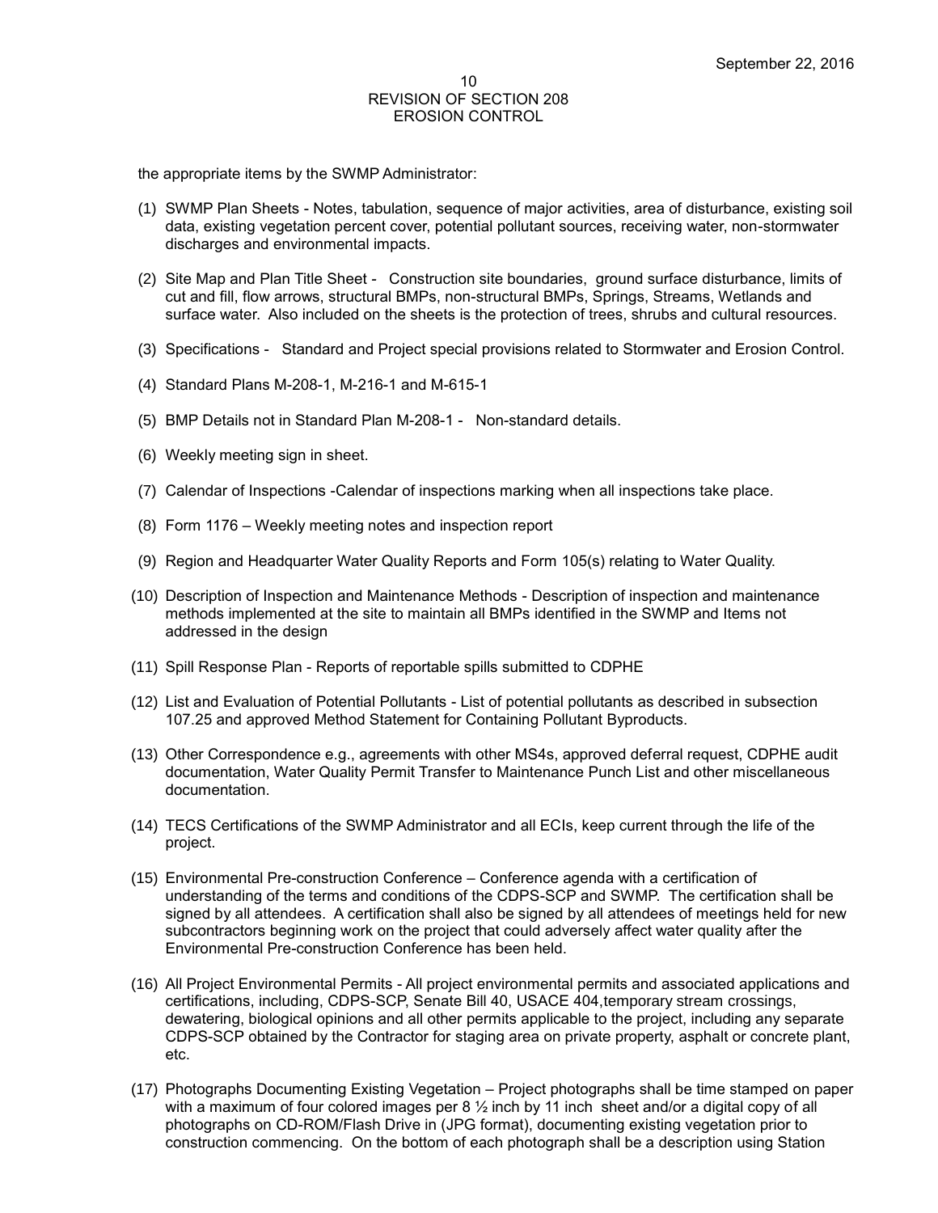the appropriate items by the SWMP Administrator:

(1) SWMP Plan Sheets - Notes, tabulation, sequence of major activities, area of disturbance, existing soil data, existing vegetation percent cover, potential pollutant sources, receiving water, non-stormwater discharges and environmental impacts.

(2) Site Map and Plan Title Sheet - Construction site boundaries, ground surface disturbance, limits of cut and fill, flow arrows, structural BMPs, non-structural BMPs, Springs, Streams, Wetlands and surface water. Also included on the sheets is the protection of trees, shrubs and cultural resources.

(3) Specifications - Standard and Project special provisions related to Stormwater and Erosion Control.

(4) Standard Plans M-208-1, M-216-1 and M-615-1

(5) BMP Details not in Standard Plan M-208-1 - Non-standard details.

(6) Weekly meeting sign in sheet.

(7) Calendar of Inspections -Calendar of inspections marking when all inspections take place.

(8) Form 1176 – Weekly meeting notes and inspection report

(9) Region and Headquarter Water Quality Reports and Form 105(s) relating to Water Quality.

(10) Description of Inspection and Maintenance Methods - Description of inspection and maintenance methods implemented at the site to maintain all BMPs identified in the SWMP and Items not addressed in the design

(11) Spill Response Plan - Reports of reportable spills submitted to CDPHE

(12) List and Evaluation of Potential Pollutants - List of potential pollutants as described in subsection 107.25 and approved Method Statement for Containing Pollutant Byproducts.

(13) Other Correspondence e.g., agreements with other MS4s, approved deferral request, CDPHE audit documentation, Water Quality Permit Transfer to Maintenance Punch List and other miscellaneous documentation.

(14) TECS Certifications of the SWMP Administrator and all ECIs, keep current through the life of the project.

(15) Environmental Pre-construction Conference – Conference agenda with a certification of understanding of the terms and conditions of the CDPS-SCP and SWMP. The certification shall be signed by all attendees. A certification shall also be signed by all attendees of meetings held for new subcontractors beginning work on the project that could adversely affect water quality after the Environmental Pre-construction Conference has been held.

(16) All Project Environmental Permits - All project environmental permits and associated applications and certifications, including, CDPS-SCP, Senate Bill 40, USACE 404,temporary stream crossings, dewatering, biological opinions and all other permits applicable to the project, including any separate CDPS-SCP obtained by the Contractor for staging area on private property, asphalt or concrete plant, etc.

(17) Photographs Documenting Existing Vegetation – Project photographs shall be time stamped on paper with a maximum of four colored images per 8 ½ inch by 11 inch sheet and/or a digital copy of all photographs on CD-ROM/Flash Drive in (JPG format), documenting existing vegetation prior to construction commencing. On the bottom of each photograph shall be a description using Station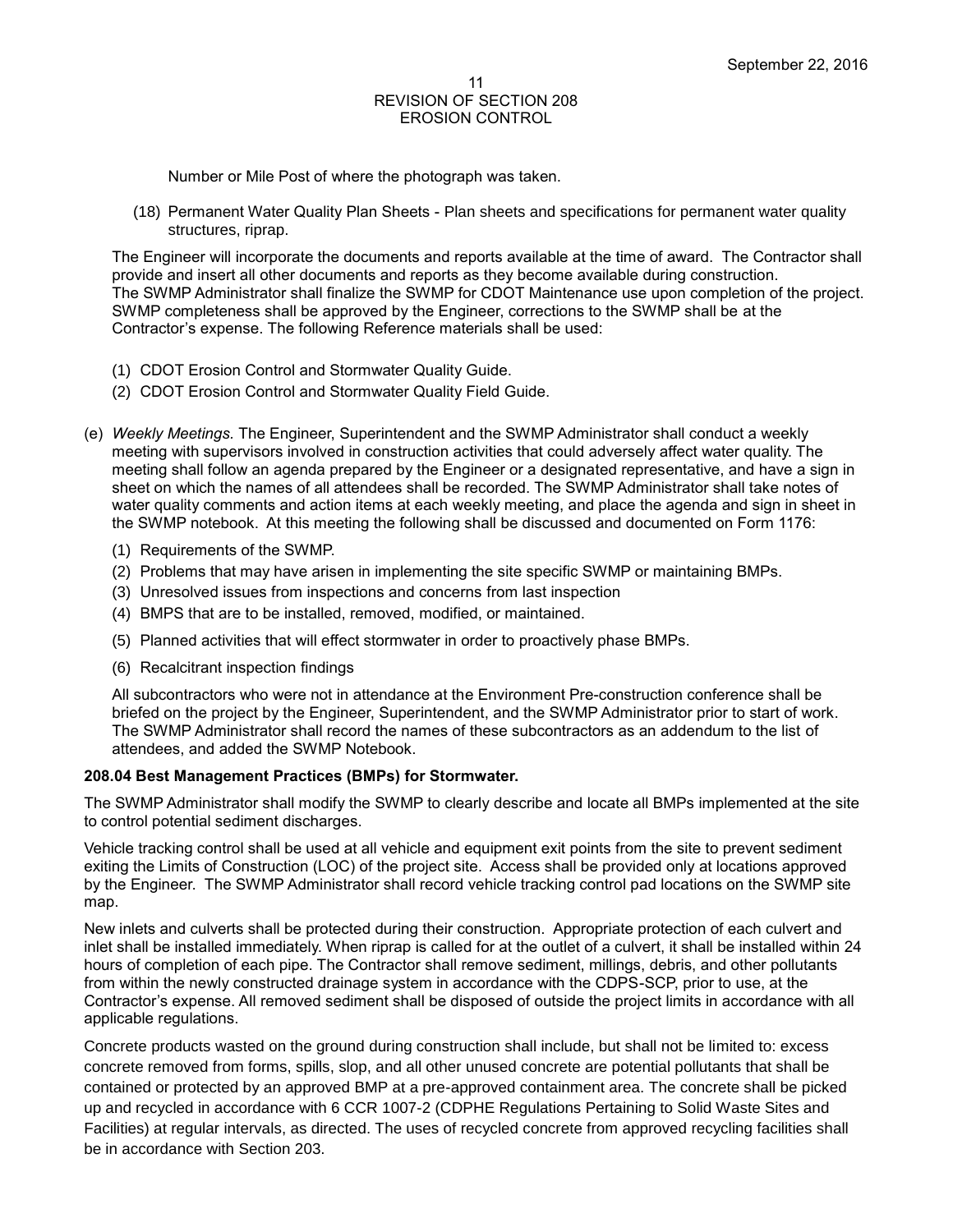Number or Mile Post of where the photograph was taken.

(18) Permanent Water Quality Plan Sheets - Plan sheets and specifications for permanent water quality structures, riprap.

The Engineer will incorporate the documents and reports available at the time of award. The Contractor shall provide and insert all other documents and reports as they become available during construction. The SWMP Administrator shall finalize the SWMP for CDOT Maintenance use upon completion of the project. SWMP completeness shall be approved by the Engineer, corrections to the SWMP shall be at the Contractor's expense. The following Reference materials shall be used:

(1) CDOT Erosion Control and Stormwater Quality Guide.

(2) CDOT Erosion Control and Stormwater Quality Field Guide.

(e) *Weekly Meetings.* The Engineer, Superintendent and the SWMP Administrator shall conduct a weekly meeting with supervisors involved in construction activities that could adversely affect water quality. The meeting shall follow an agenda prepared by the Engineer or a designated representative, and have a sign in sheet on which the names of all attendees shall be recorded. The SWMP Administrator shall take notes of water quality comments and action items at each weekly meeting, and place the agenda and sign in sheet in the SWMP notebook. At this meeting the following shall be discussed and documented on Form 1176:

(1) Requirements of the SWMP.

(2) Problems that may have arisen in implementing the site specific SWMP or maintaining BMPs.

(3) Unresolved issues from inspections and concerns from last inspection

(4) BMPS that are to be installed, removed, modified, or maintained.

(5) Planned activities that will effect stormwater in order to proactively phase BMPs.

(6) Recalcitrant inspection findings

All subcontractors who were not in attendance at the Environment Pre-construction conference shall be briefed on the project by the Engineer, Superintendent, and the SWMP Administrator prior to start of work. The SWMP Administrator shall record the names of these subcontractors as an addendum to the list of attendees, and added the SWMP Notebook.

**208.04 Best Management Practices (BMPs) for Stormwater.**

The SWMP Administrator shall modify the SWMP to clearly describe and locate all BMPs implemented at the site to control potential sediment discharges.

Vehicle tracking control shall be used at all vehicle and equipment exit points from the site to prevent sediment exiting the Limits of Construction (LOC) of the project site. Access shall be provided only at locations approved by the Engineer. The SWMP Administrator shall record vehicle tracking control pad locations on the SWMP site map.

New inlets and culverts shall be protected during their construction. Appropriate protection of each culvert and inlet shall be installed immediately. When riprap is called for at the outlet of a culvert, it shall be installed within 24 hours of completion of each pipe. The Contractor shall remove sediment, millings, debris, and other pollutants from within the newly constructed drainage system in accordance with the CDPS-SCP, prior to use, at the Contractor's expense. All removed sediment shall be disposed of outside the project limits in accordance with all applicable regulations.

Concrete products wasted on the ground during construction shall include, but shall not be limited to: excess concrete removed from forms, spills, slop, and all other unused concrete are potential pollutants that shall be contained or protected by an approved BMP at a pre-approved containment area. The concrete shall be picked up and recycled in accordance with 6 CCR 1007-2 (CDPHE Regulations Pertaining to Solid Waste Sites and Facilities) at regular intervals, as directed. The uses of recycled concrete from approved recycling facilities shall be in accordance with Section 203.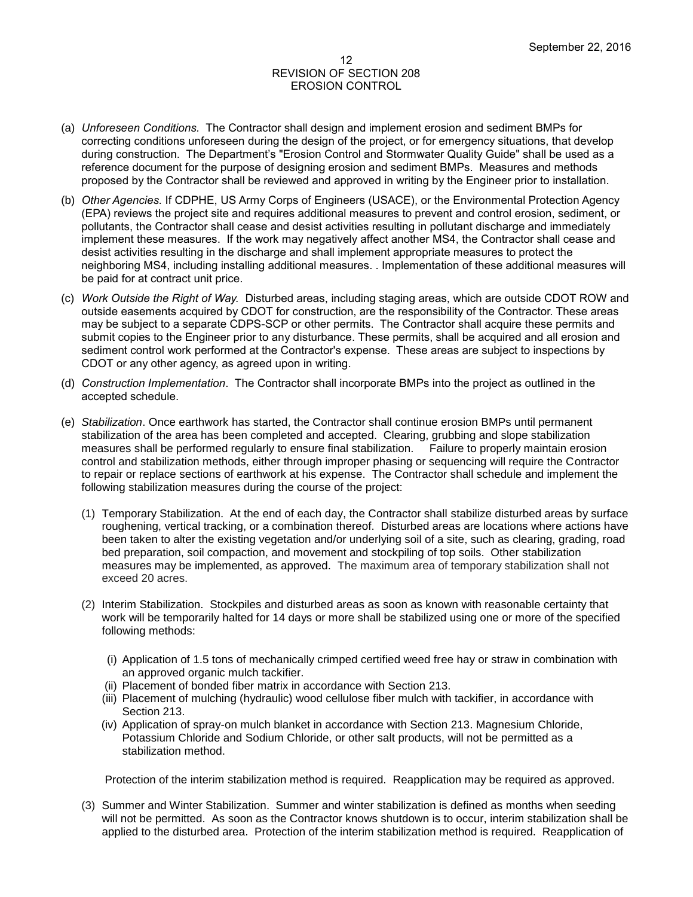(a) *Unforeseen Conditions.* The Contractor shall design and implement erosion and sediment BMPs for correcting conditions unforeseen during the design of the project, or for emergency situations, that develop during construction. The Department's "Erosion Control and Stormwater Quality Guide" shall be used as a reference document for the purpose of designing erosion and sediment BMPs. Measures and methods proposed by the Contractor shall be reviewed and approved in writing by the Engineer prior to installation.

(b) *Other Agencies.* If CDPHE, US Army Corps of Engineers (USACE), or the Environmental Protection Agency (EPA) reviews the project site and requires additional measures to prevent and control erosion, sediment, or pollutants, the Contractor shall cease and desist activities resulting in pollutant discharge and immediately implement these measures. If the work may negatively affect another MS4, the Contractor shall cease and desist activities resulting in the discharge and shall implement appropriate measures to protect the neighboring MS4, including installing additional measures. . Implementation of these additional measures will be paid for at contract unit price.

(c) *Work Outside the Right of Way.* Disturbed areas, including staging areas, which are outside CDOT ROW and outside easements acquired by CDOT for construction, are the responsibility of the Contractor. These areas may be subject to a separate CDPS-SCP or other permits. The Contractor shall acquire these permits and submit copies to the Engineer prior to any disturbance. These permits, shall be acquired and all erosion and sediment control work performed at the Contractor's expense. These areas are subject to inspections by CDOT or any other agency, as agreed upon in writing.

(d) *Construction Implementation*. The Contractor shall incorporate BMPs into the project as outlined in the accepted schedule.

(e) *Stabilization*. Once earthwork has started, the Contractor shall continue erosion BMPs until permanent stabilization of the area has been completed and accepted. Clearing, grubbing and slope stabilization measures shall be performed regularly to ensure final stabilization. Failure to properly maintain erosion control and stabilization methods, either through improper phasing or sequencing will require the Contractor to repair or replace sections of earthwork at his expense. The Contractor shall schedule and implement the following stabilization measures during the course of the project:

  (1) Temporary Stabilization. At the end of each day, the Contractor shall stabilize disturbed areas by surface roughening, vertical tracking, or a combination thereof. Disturbed areas are locations where actions have been taken to alter the existing vegetation and/or underlying soil of a site, such as clearing, grading, road bed preparation, soil compaction, and movement and stockpiling of top soils. Other stabilization measures may be implemented, as approved. The maximum area of temporary stabilization shall not exceed 20 acres.

  (2) Interim Stabilization. Stockpiles and disturbed areas as soon as known with reasonable certainty that work will be temporarily halted for 14 days or more shall be stabilized using one or more of the specified following methods:

    (i) Application of 1.5 tons of mechanically crimped certified weed free hay or straw in combination with an approved organic mulch tackifier.
    (ii) Placement of bonded fiber matrix in accordance with Section 213.
    (iii) Placement of mulching (hydraulic) wood cellulose fiber mulch with tackifier, in accordance with Section 213.
    (iv) Application of spray-on mulch blanket in accordance with Section 213. Magnesium Chloride, Potassium Chloride and Sodium Chloride, or other salt products, will not be permitted as a stabilization method.

  Protection of the interim stabilization method is required. Reapplication may be required as approved.

  (3) Summer and Winter Stabilization. Summer and winter stabilization is defined as months when seeding will not be permitted. As soon as the Contractor knows shutdown is to occur, interim stabilization shall be applied to the disturbed area. Protection of the interim stabilization method is required. Reapplication of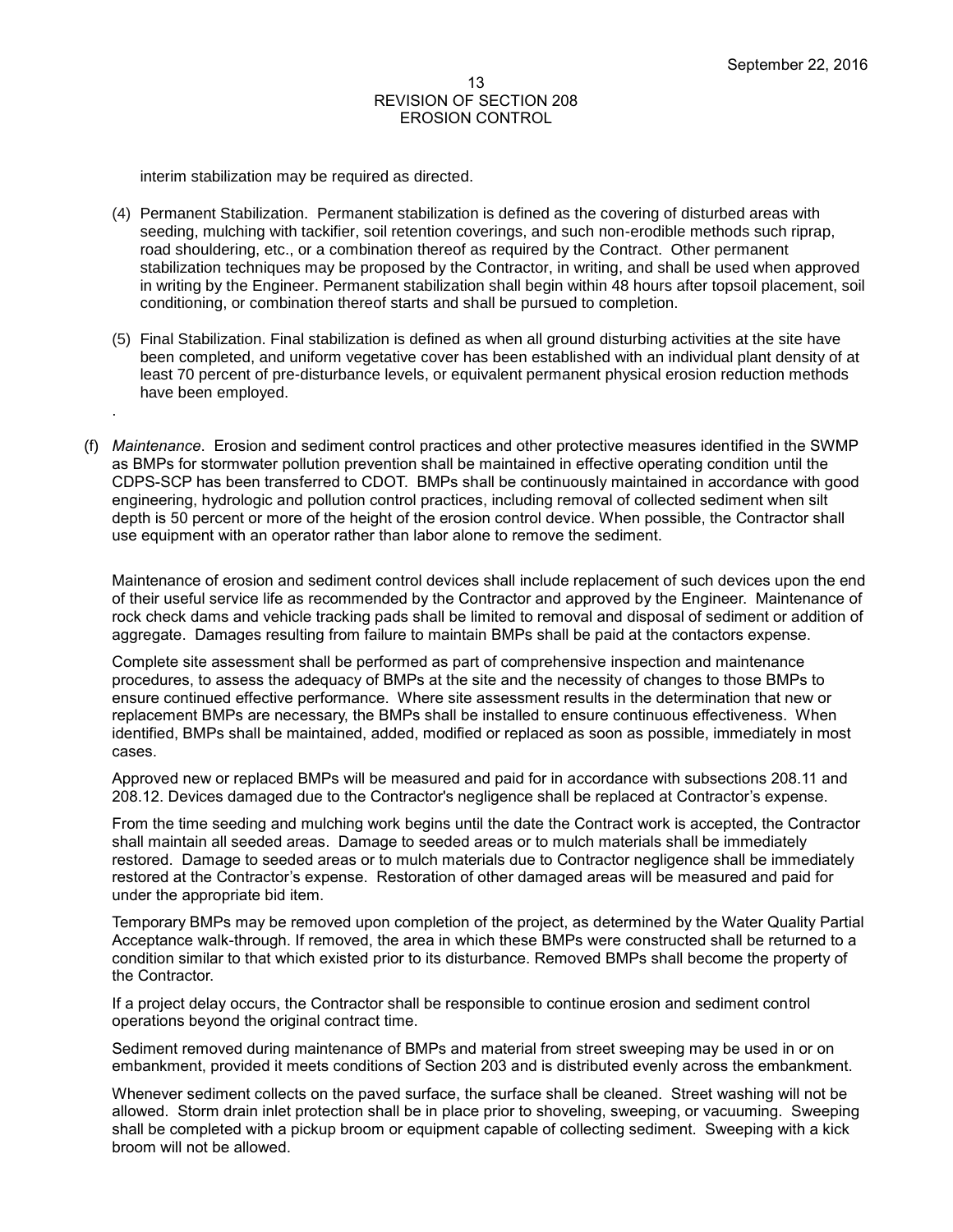interim stabilization may be required as directed.

(4) Permanent Stabilization. Permanent stabilization is defined as the covering of disturbed areas with seeding, mulching with tackifier, soil retention coverings, and such non-erodible methods such riprap, road shouldering, etc., or a combination thereof as required by the Contract. Other permanent stabilization techniques may be proposed by the Contractor, in writing, and shall be used when approved in writing by the Engineer. Permanent stabilization shall begin within 48 hours after topsoil placement, soil conditioning, or combination thereof starts and shall be pursued to completion.

(5) Final Stabilization. Final stabilization is defined as when all ground disturbing activities at the site have been completed, and uniform vegetative cover has been established with an individual plant density of at least 70 percent of pre-disturbance levels, or equivalent permanent physical erosion reduction methods have been employed.

.

(f) *Maintenance*. Erosion and sediment control practices and other protective measures identified in the SWMP as BMPs for stormwater pollution prevention shall be maintained in effective operating condition until the CDPS-SCP has been transferred to CDOT. BMPs shall be continuously maintained in accordance with good engineering, hydrologic and pollution control practices, including removal of collected sediment when silt depth is 50 percent or more of the height of the erosion control device. When possible, the Contractor shall use equipment with an operator rather than labor alone to remove the sediment.

Maintenance of erosion and sediment control devices shall include replacement of such devices upon the end of their useful service life as recommended by the Contractor and approved by the Engineer. Maintenance of rock check dams and vehicle tracking pads shall be limited to removal and disposal of sediment or addition of aggregate. Damages resulting from failure to maintain BMPs shall be paid at the contactors expense.

Complete site assessment shall be performed as part of comprehensive inspection and maintenance procedures, to assess the adequacy of BMPs at the site and the necessity of changes to those BMPs to ensure continued effective performance. Where site assessment results in the determination that new or replacement BMPs are necessary, the BMPs shall be installed to ensure continuous effectiveness. When identified, BMPs shall be maintained, added, modified or replaced as soon as possible, immediately in most cases.

Approved new or replaced BMPs will be measured and paid for in accordance with subsections 208.11 and 208.12. Devices damaged due to the Contractor's negligence shall be replaced at Contractor's expense.

From the time seeding and mulching work begins until the date the Contract work is accepted, the Contractor shall maintain all seeded areas. Damage to seeded areas or to mulch materials shall be immediately restored. Damage to seeded areas or to mulch materials due to Contractor negligence shall be immediately restored at the Contractor's expense. Restoration of other damaged areas will be measured and paid for under the appropriate bid item.

Temporary BMPs may be removed upon completion of the project, as determined by the Water Quality Partial Acceptance walk-through. If removed, the area in which these BMPs were constructed shall be returned to a condition similar to that which existed prior to its disturbance. Removed BMPs shall become the property of the Contractor.

If a project delay occurs, the Contractor shall be responsible to continue erosion and sediment control operations beyond the original contract time.

Sediment removed during maintenance of BMPs and material from street sweeping may be used in or on embankment, provided it meets conditions of Section 203 and is distributed evenly across the embankment.

Whenever sediment collects on the paved surface, the surface shall be cleaned. Street washing will not be allowed. Storm drain inlet protection shall be in place prior to shoveling, sweeping, or vacuuming. Sweeping shall be completed with a pickup broom or equipment capable of collecting sediment. Sweeping with a kick broom will not be allowed.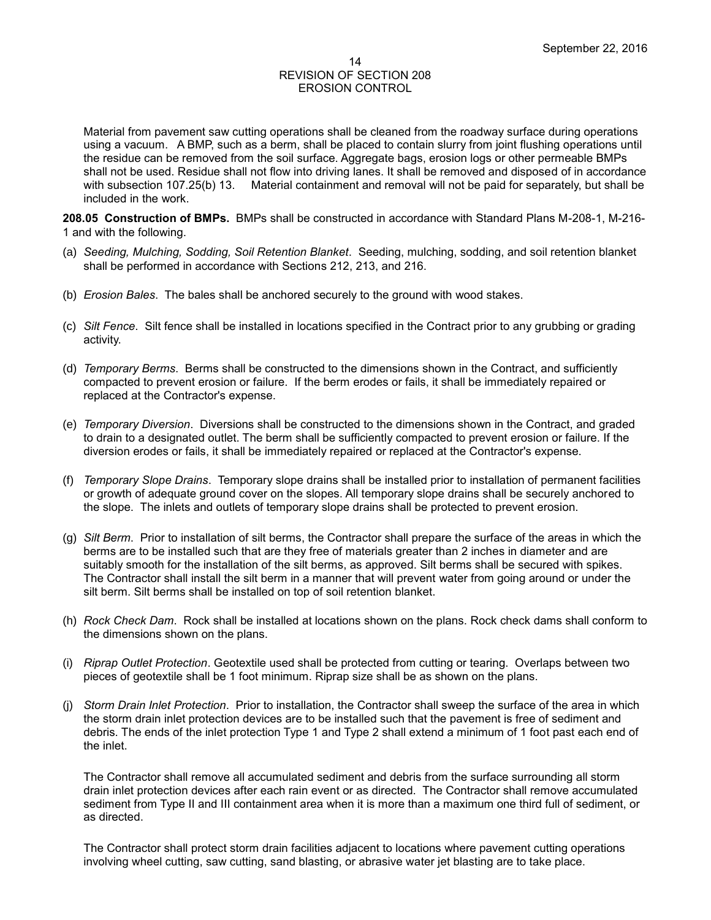Material from pavement saw cutting operations shall be cleaned from the roadway surface during operations using a vacuum. A BMP, such as a berm, shall be placed to contain slurry from joint flushing operations until the residue can be removed from the soil surface. Aggregate bags, erosion logs or other permeable BMPs shall not be used. Residue shall not flow into driving lanes. It shall be removed and disposed of in accordance with subsection 107.25(b) 13. Material containment and removal will not be paid for separately, but shall be included in the work.

**208.05 Construction of BMPs.** BMPs shall be constructed in accordance with Standard Plans M-208-1, M-216-1 and with the following.

(a) *Seeding, Mulching, Sodding, Soil Retention Blanket*. Seeding, mulching, sodding, and soil retention blanket shall be performed in accordance with Sections 212, 213, and 216.

(b) *Erosion Bales*. The bales shall be anchored securely to the ground with wood stakes.

(c) *Silt Fence*. Silt fence shall be installed in locations specified in the Contract prior to any grubbing or grading activity.

(d) *Temporary Berms*. Berms shall be constructed to the dimensions shown in the Contract, and sufficiently compacted to prevent erosion or failure. If the berm erodes or fails, it shall be immediately repaired or replaced at the Contractor's expense.

(e) *Temporary Diversion*. Diversions shall be constructed to the dimensions shown in the Contract, and graded to drain to a designated outlet. The berm shall be sufficiently compacted to prevent erosion or failure. If the diversion erodes or fails, it shall be immediately repaired or replaced at the Contractor's expense.

(f) *Temporary Slope Drains*. Temporary slope drains shall be installed prior to installation of permanent facilities or growth of adequate ground cover on the slopes. All temporary slope drains shall be securely anchored to the slope. The inlets and outlets of temporary slope drains shall be protected to prevent erosion.

(g) *Silt Berm*. Prior to installation of silt berms, the Contractor shall prepare the surface of the areas in which the berms are to be installed such that are they free of materials greater than 2 inches in diameter and are suitably smooth for the installation of the silt berms, as approved. Silt berms shall be secured with spikes. The Contractor shall install the silt berm in a manner that will prevent water from going around or under the silt berm. Silt berms shall be installed on top of soil retention blanket.

(h) *Rock Check Dam*. Rock shall be installed at locations shown on the plans. Rock check dams shall conform to the dimensions shown on the plans.

(i) *Riprap Outlet Protection*. Geotextile used shall be protected from cutting or tearing. Overlaps between two pieces of geotextile shall be 1 foot minimum. Riprap size shall be as shown on the plans.

(j) *Storm Drain Inlet Protection*. Prior to installation, the Contractor shall sweep the surface of the area in which the storm drain inlet protection devices are to be installed such that the pavement is free of sediment and debris. The ends of the inlet protection Type 1 and Type 2 shall extend a minimum of 1 foot past each end of the inlet.

    The Contractor shall remove all accumulated sediment and debris from the surface surrounding all storm drain inlet protection devices after each rain event or as directed. The Contractor shall remove accumulated sediment from Type II and III containment area when it is more than a maximum one third full of sediment, or as directed.

    The Contractor shall protect storm drain facilities adjacent to locations where pavement cutting operations involving wheel cutting, saw cutting, sand blasting, or abrasive water jet blasting are to take place.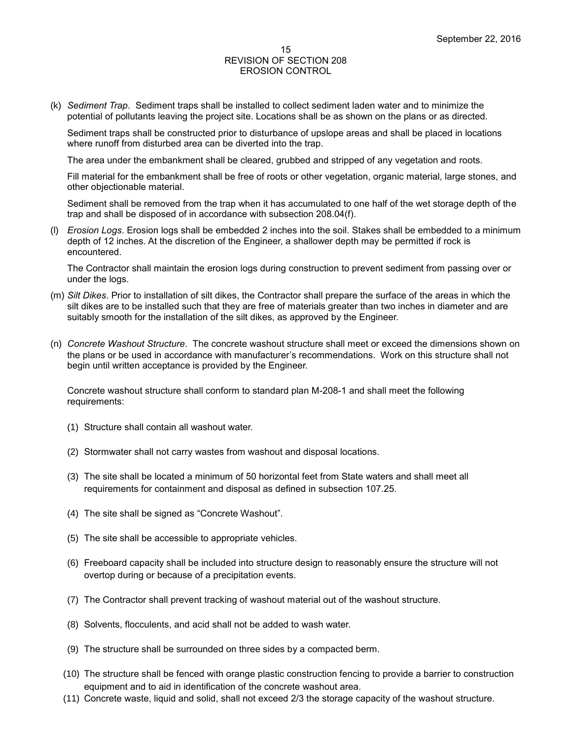(k) *Sediment Trap*. Sediment traps shall be installed to collect sediment laden water and to minimize the potential of pollutants leaving the project site. Locations shall be as shown on the plans or as directed.

Sediment traps shall be constructed prior to disturbance of upslope areas and shall be placed in locations where runoff from disturbed area can be diverted into the trap.

The area under the embankment shall be cleared, grubbed and stripped of any vegetation and roots.

Fill material for the embankment shall be free of roots or other vegetation, organic material, large stones, and other objectionable material.

Sediment shall be removed from the trap when it has accumulated to one half of the wet storage depth of the trap and shall be disposed of in accordance with subsection 208.04(f).

(l) *Erosion Logs*. Erosion logs shall be embedded 2 inches into the soil. Stakes shall be embedded to a minimum depth of 12 inches. At the discretion of the Engineer, a shallower depth may be permitted if rock is encountered.

The Contractor shall maintain the erosion logs during construction to prevent sediment from passing over or under the logs.

(m) *Silt Dikes*. Prior to installation of silt dikes, the Contractor shall prepare the surface of the areas in which the silt dikes are to be installed such that they are free of materials greater than two inches in diameter and are suitably smooth for the installation of the silt dikes, as approved by the Engineer.

(n) *Concrete Washout Structure*. The concrete washout structure shall meet or exceed the dimensions shown on the plans or be used in accordance with manufacturer's recommendations. Work on this structure shall not begin until written acceptance is provided by the Engineer.

Concrete washout structure shall conform to standard plan M-208-1 and shall meet the following requirements:

(1) Structure shall contain all washout water.

(2) Stormwater shall not carry wastes from washout and disposal locations.

(3) The site shall be located a minimum of 50 horizontal feet from State waters and shall meet all requirements for containment and disposal as defined in subsection 107.25.

(4) The site shall be signed as "Concrete Washout".

(5) The site shall be accessible to appropriate vehicles.

(6) Freeboard capacity shall be included into structure design to reasonably ensure the structure will not overtop during or because of a precipitation events.

(7) The Contractor shall prevent tracking of washout material out of the washout structure.

(8) Solvents, flocculents, and acid shall not be added to wash water.

(9) The structure shall be surrounded on three sides by a compacted berm.

(10) The structure shall be fenced with orange plastic construction fencing to provide a barrier to construction equipment and to aid in identification of the concrete washout area.

(11) Concrete waste, liquid and solid, shall not exceed 2/3 the storage capacity of the washout structure.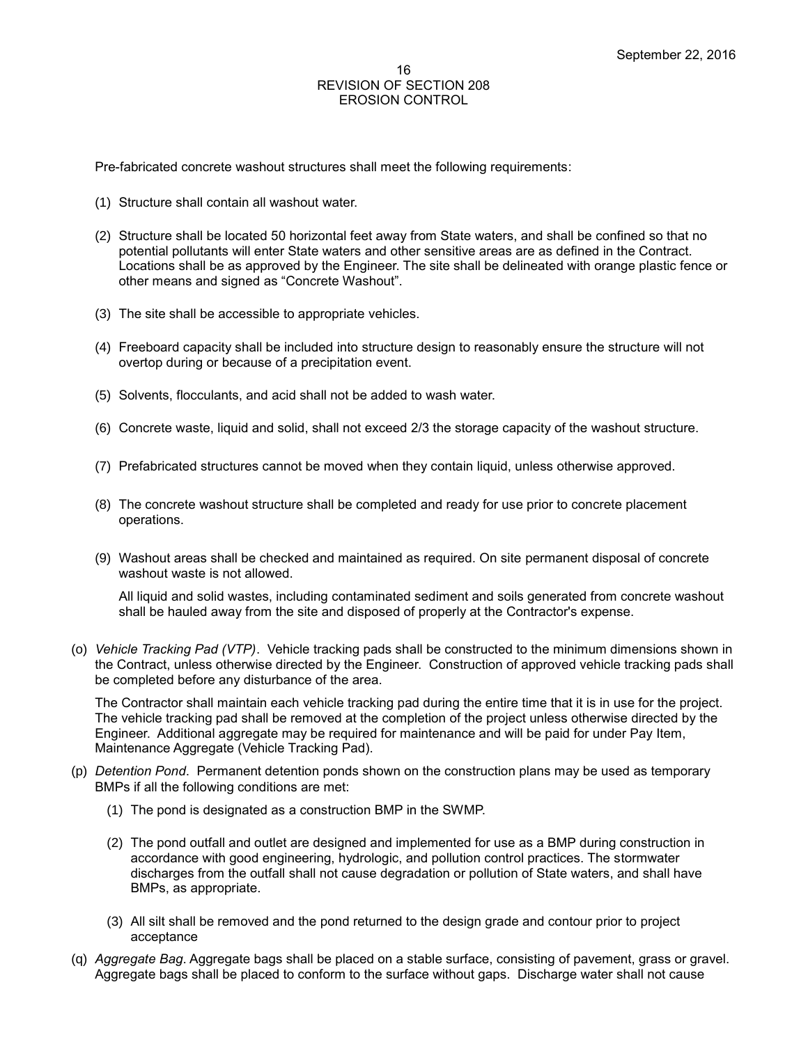Pre-fabricated concrete washout structures shall meet the following requirements:

(1) Structure shall contain all washout water.

(2) Structure shall be located 50 horizontal feet away from State waters, and shall be confined so that no potential pollutants will enter State waters and other sensitive areas are as defined in the Contract. Locations shall be as approved by the Engineer. The site shall be delineated with orange plastic fence or other means and signed as "Concrete Washout".

(3) The site shall be accessible to appropriate vehicles.

(4) Freeboard capacity shall be included into structure design to reasonably ensure the structure will not overtop during or because of a precipitation event.

(5) Solvents, flocculants, and acid shall not be added to wash water.

(6) Concrete waste, liquid and solid, shall not exceed 2/3 the storage capacity of the washout structure.

(7) Prefabricated structures cannot be moved when they contain liquid, unless otherwise approved.

(8) The concrete washout structure shall be completed and ready for use prior to concrete placement operations.

(9) Washout areas shall be checked and maintained as required. On site permanent disposal of concrete washout waste is not allowed.

    All liquid and solid wastes, including contaminated sediment and soils generated from concrete washout shall be hauled away from the site and disposed of properly at the Contractor's expense.

(o) *Vehicle Tracking Pad (VTP)*. Vehicle tracking pads shall be constructed to the minimum dimensions shown in the Contract, unless otherwise directed by the Engineer. Construction of approved vehicle tracking pads shall be completed before any disturbance of the area.

The Contractor shall maintain each vehicle tracking pad during the entire time that it is in use for the project. The vehicle tracking pad shall be removed at the completion of the project unless otherwise directed by the Engineer. Additional aggregate may be required for maintenance and will be paid for under Pay Item, Maintenance Aggregate (Vehicle Tracking Pad).

(p) *Detention Pond*. Permanent detention ponds shown on the construction plans may be used as temporary BMPs if all the following conditions are met:

(1) The pond is designated as a construction BMP in the SWMP.

(2) The pond outfall and outlet are designed and implemented for use as a BMP during construction in accordance with good engineering, hydrologic, and pollution control practices. The stormwater discharges from the outfall shall not cause degradation or pollution of State waters, and shall have BMPs, as appropriate.

(3) All silt shall be removed and the pond returned to the design grade and contour prior to project acceptance

(q) *Aggregate Bag*. Aggregate bags shall be placed on a stable surface, consisting of pavement, grass or gravel. Aggregate bags shall be placed to conform to the surface without gaps. Discharge water shall not cause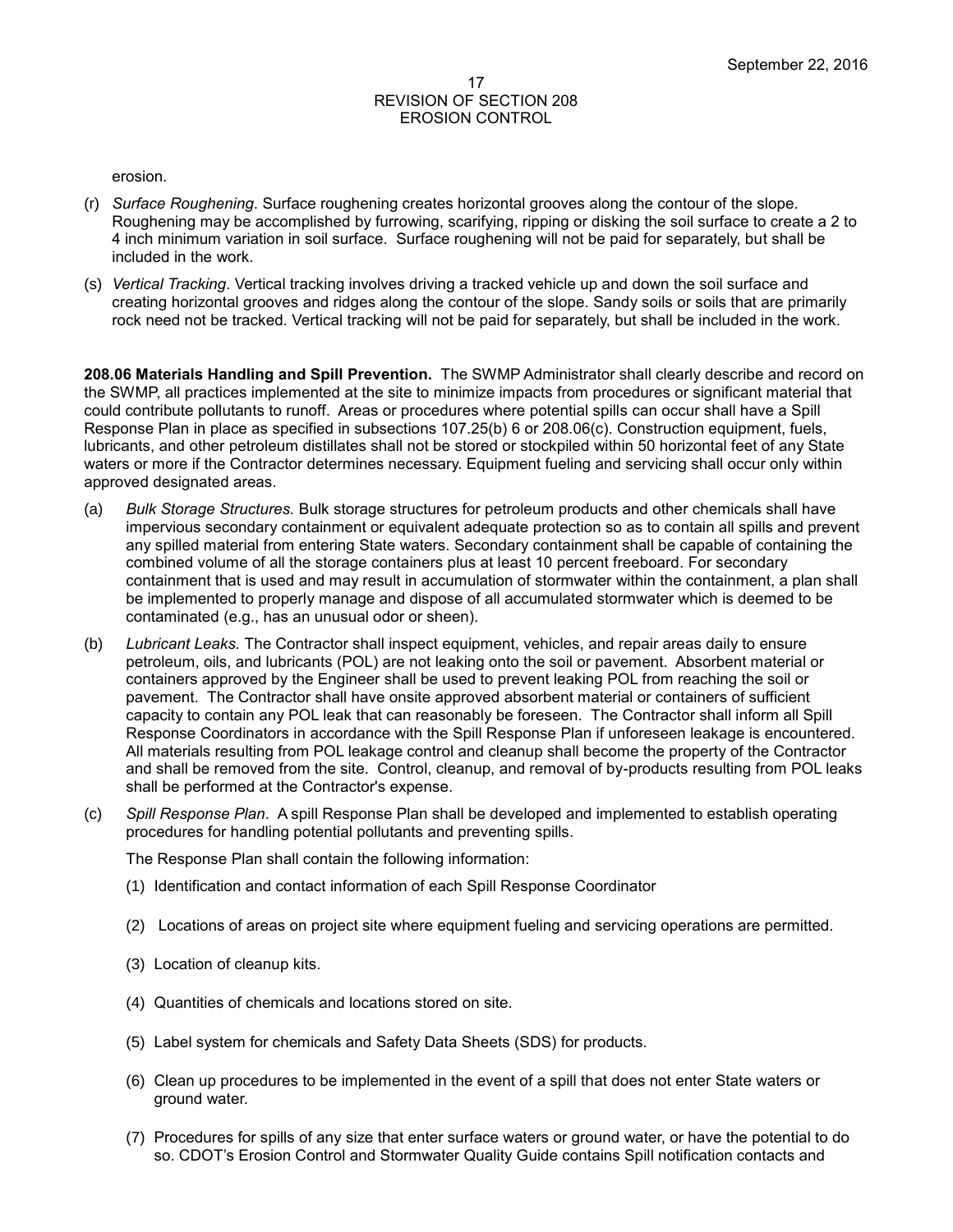erosion.

(r) *Surface Roughening*. Surface roughening creates horizontal grooves along the contour of the slope. Roughening may be accomplished by furrowing, scarifying, ripping or disking the soil surface to create a 2 to 4 inch minimum variation in soil surface. Surface roughening will not be paid for separately, but shall be included in the work.

(s) *Vertical Tracking*. Vertical tracking involves driving a tracked vehicle up and down the soil surface and creating horizontal grooves and ridges along the contour of the slope. Sandy soils or soils that are primarily rock need not be tracked. Vertical tracking will not be paid for separately, but shall be included in the work.

**208.06 Materials Handling and Spill Prevention.** The SWMP Administrator shall clearly describe and record on the SWMP, all practices implemented at the site to minimize impacts from procedures or significant material that could contribute pollutants to runoff. Areas or procedures where potential spills can occur shall have a Spill Response Plan in place as specified in subsections 107.25(b) 6 or 208.06(c). Construction equipment, fuels, lubricants, and other petroleum distillates shall not be stored or stockpiled within 50 horizontal feet of any State waters or more if the Contractor determines necessary. Equipment fueling and servicing shall occur only within approved designated areas.

(a) *Bulk Storage Structures.* Bulk storage structures for petroleum products and other chemicals shall have impervious secondary containment or equivalent adequate protection so as to contain all spills and prevent any spilled material from entering State waters. Secondary containment shall be capable of containing the combined volume of all the storage containers plus at least 10 percent freeboard. For secondary containment that is used and may result in accumulation of stormwater within the containment, a plan shall be implemented to properly manage and dispose of all accumulated stormwater which is deemed to be contaminated (e.g., has an unusual odor or sheen).

(b) *Lubricant Leaks.* The Contractor shall inspect equipment, vehicles, and repair areas daily to ensure petroleum, oils, and lubricants (POL) are not leaking onto the soil or pavement. Absorbent material or containers approved by the Engineer shall be used to prevent leaking POL from reaching the soil or pavement. The Contractor shall have onsite approved absorbent material or containers of sufficient capacity to contain any POL leak that can reasonably be foreseen. The Contractor shall inform all Spill Response Coordinators in accordance with the Spill Response Plan if unforeseen leakage is encountered. All materials resulting from POL leakage control and cleanup shall become the property of the Contractor and shall be removed from the site. Control, cleanup, and removal of by-products resulting from POL leaks shall be performed at the Contractor's expense.

(c) *Spill Response Plan*. A spill Response Plan shall be developed and implemented to establish operating procedures for handling potential pollutants and preventing spills.

   The Response Plan shall contain the following information:

   (1) Identification and contact information of each Spill Response Coordinator

   (2) Locations of areas on project site where equipment fueling and servicing operations are permitted.

   (3) Location of cleanup kits.

   (4) Quantities of chemicals and locations stored on site.

   (5) Label system for chemicals and Safety Data Sheets (SDS) for products.

   (6) Clean up procedures to be implemented in the event of a spill that does not enter State waters or ground water.

   (7) Procedures for spills of any size that enter surface waters or ground water, or have the potential to do so. CDOT's Erosion Control and Stormwater Quality Guide contains Spill notification contacts and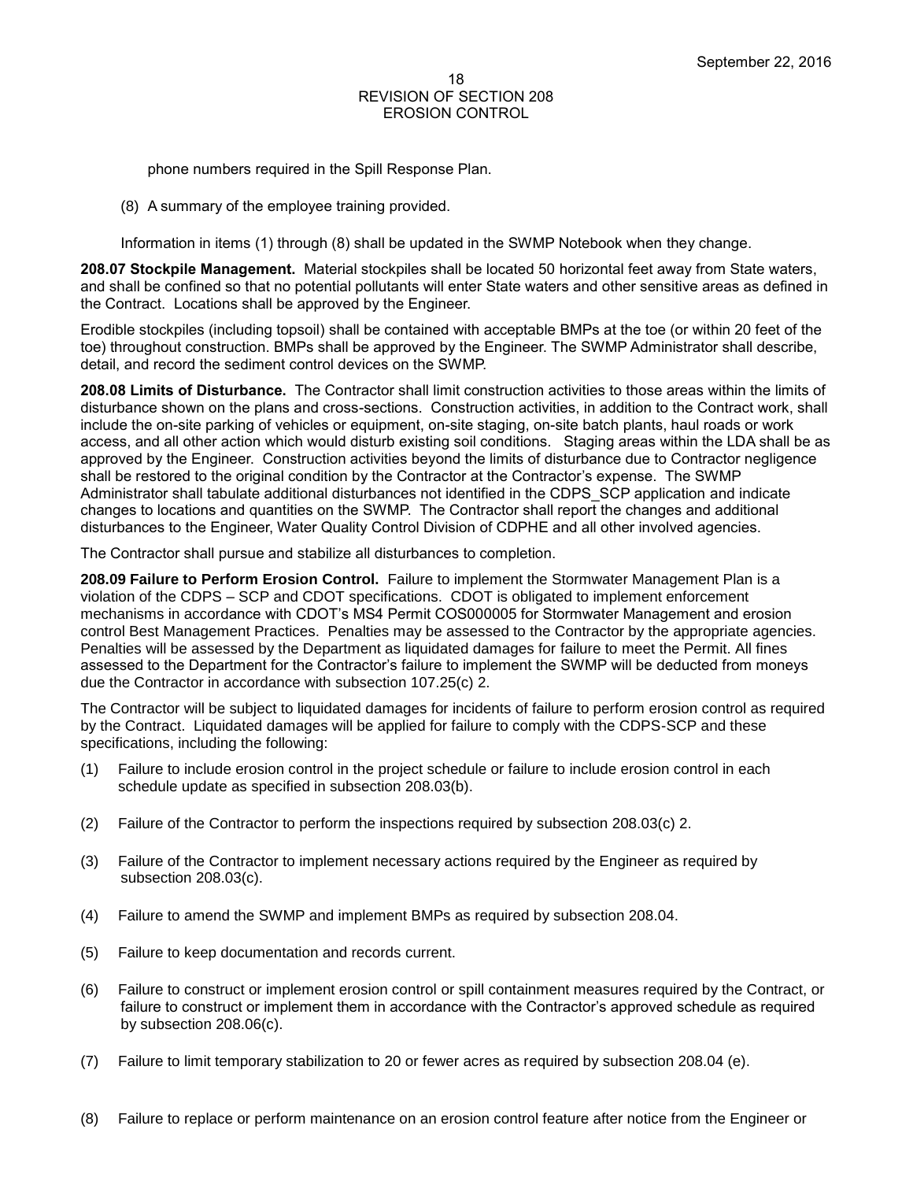phone numbers required in the Spill Response Plan.

(8) A summary of the employee training provided.

Information in items (1) through (8) shall be updated in the SWMP Notebook when they change.

**208.07 Stockpile Management.** Material stockpiles shall be located 50 horizontal feet away from State waters, and shall be confined so that no potential pollutants will enter State waters and other sensitive areas as defined in the Contract. Locations shall be approved by the Engineer.

Erodible stockpiles (including topsoil) shall be contained with acceptable BMPs at the toe (or within 20 feet of the toe) throughout construction. BMPs shall be approved by the Engineer. The SWMP Administrator shall describe, detail, and record the sediment control devices on the SWMP.

**208.08 Limits of Disturbance.** The Contractor shall limit construction activities to those areas within the limits of disturbance shown on the plans and cross-sections. Construction activities, in addition to the Contract work, shall include the on-site parking of vehicles or equipment, on-site staging, on-site batch plants, haul roads or work access, and all other action which would disturb existing soil conditions. Staging areas within the LDA shall be as approved by the Engineer. Construction activities beyond the limits of disturbance due to Contractor negligence shall be restored to the original condition by the Contractor at the Contractor's expense. The SWMP Administrator shall tabulate additional disturbances not identified in the CDPS_SCP application and indicate changes to locations and quantities on the SWMP. The Contractor shall report the changes and additional disturbances to the Engineer, Water Quality Control Division of CDPHE and all other involved agencies.

The Contractor shall pursue and stabilize all disturbances to completion.

**208.09 Failure to Perform Erosion Control.** Failure to implement the Stormwater Management Plan is a violation of the CDPS – SCP and CDOT specifications. CDOT is obligated to implement enforcement mechanisms in accordance with CDOT's MS4 Permit COS000005 for Stormwater Management and erosion control Best Management Practices. Penalties may be assessed to the Contractor by the appropriate agencies. Penalties will be assessed by the Department as liquidated damages for failure to meet the Permit. All fines assessed to the Department for the Contractor's failure to implement the SWMP will be deducted from moneys due the Contractor in accordance with subsection 107.25(c) 2.

The Contractor will be subject to liquidated damages for incidents of failure to perform erosion control as required by the Contract. Liquidated damages will be applied for failure to comply with the CDPS-SCP and these specifications, including the following:

(1) Failure to include erosion control in the project schedule or failure to include erosion control in each schedule update as specified in subsection 208.03(b).

(2) Failure of the Contractor to perform the inspections required by subsection 208.03(c) 2.

(3) Failure of the Contractor to implement necessary actions required by the Engineer as required by subsection 208.03(c).

(4) Failure to amend the SWMP and implement BMPs as required by subsection 208.04.

(5) Failure to keep documentation and records current.

(6) Failure to construct or implement erosion control or spill containment measures required by the Contract, or failure to construct or implement them in accordance with the Contractor's approved schedule as required by subsection 208.06(c).

(7) Failure to limit temporary stabilization to 20 or fewer acres as required by subsection 208.04 (e).

(8) Failure to replace or perform maintenance on an erosion control feature after notice from the Engineer or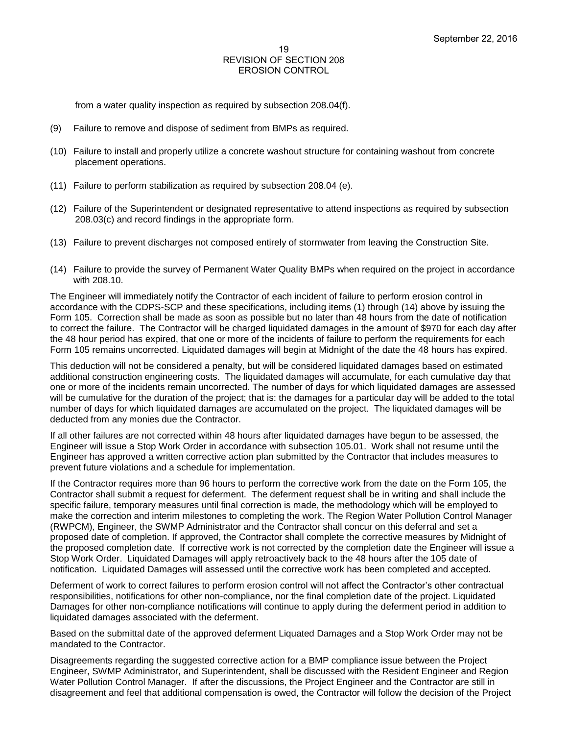from a water quality inspection as required by subsection 208.04(f).

(9) Failure to remove and dispose of sediment from BMPs as required.

(10) Failure to install and properly utilize a concrete washout structure for containing washout from concrete placement operations.

(11) Failure to perform stabilization as required by subsection 208.04 (e).

(12) Failure of the Superintendent or designated representative to attend inspections as required by subsection 208.03(c) and record findings in the appropriate form.

(13) Failure to prevent discharges not composed entirely of stormwater from leaving the Construction Site.

(14) Failure to provide the survey of Permanent Water Quality BMPs when required on the project in accordance with 208.10.

The Engineer will immediately notify the Contractor of each incident of failure to perform erosion control in accordance with the CDPS-SCP and these specifications, including items (1) through (14) above by issuing the Form 105. Correction shall be made as soon as possible but no later than 48 hours from the date of notification to correct the failure. The Contractor will be charged liquidated damages in the amount of $970 for each day after the 48 hour period has expired, that one or more of the incidents of failure to perform the requirements for each Form 105 remains uncorrected. Liquidated damages will begin at Midnight of the date the 48 hours has expired.

This deduction will not be considered a penalty, but will be considered liquidated damages based on estimated additional construction engineering costs. The liquidated damages will accumulate, for each cumulative day that one or more of the incidents remain uncorrected. The number of days for which liquidated damages are assessed will be cumulative for the duration of the project; that is: the damages for a particular day will be added to the total number of days for which liquidated damages are accumulated on the project. The liquidated damages will be deducted from any monies due the Contractor.

If all other failures are not corrected within 48 hours after liquidated damages have begun to be assessed, the Engineer will issue a Stop Work Order in accordance with subsection 105.01. Work shall not resume until the Engineer has approved a written corrective action plan submitted by the Contractor that includes measures to prevent future violations and a schedule for implementation.

If the Contractor requires more than 96 hours to perform the corrective work from the date on the Form 105, the Contractor shall submit a request for deferment. The deferment request shall be in writing and shall include the specific failure, temporary measures until final correction is made, the methodology which will be employed to make the correction and interim milestones to completing the work. The Region Water Pollution Control Manager (RWPCM), Engineer, the SWMP Administrator and the Contractor shall concur on this deferral and set a proposed date of completion. If approved, the Contractor shall complete the corrective measures by Midnight of the proposed completion date. If corrective work is not corrected by the completion date the Engineer will issue a Stop Work Order. Liquidated Damages will apply retroactively back to the 48 hours after the 105 date of notification. Liquidated Damages will assessed until the corrective work has been completed and accepted.

Deferment of work to correct failures to perform erosion control will not affect the Contractor's other contractual responsibilities, notifications for other non-compliance, nor the final completion date of the project. Liquidated Damages for other non-compliance notifications will continue to apply during the deferment period in addition to liquidated damages associated with the deferment.

Based on the submittal date of the approved deferment Liquated Damages and a Stop Work Order may not be mandated to the Contractor.

Disagreements regarding the suggested corrective action for a BMP compliance issue between the Project Engineer, SWMP Administrator, and Superintendent, shall be discussed with the Resident Engineer and Region Water Pollution Control Manager. If after the discussions, the Project Engineer and the Contractor are still in disagreement and feel that additional compensation is owed, the Contractor will follow the decision of the Project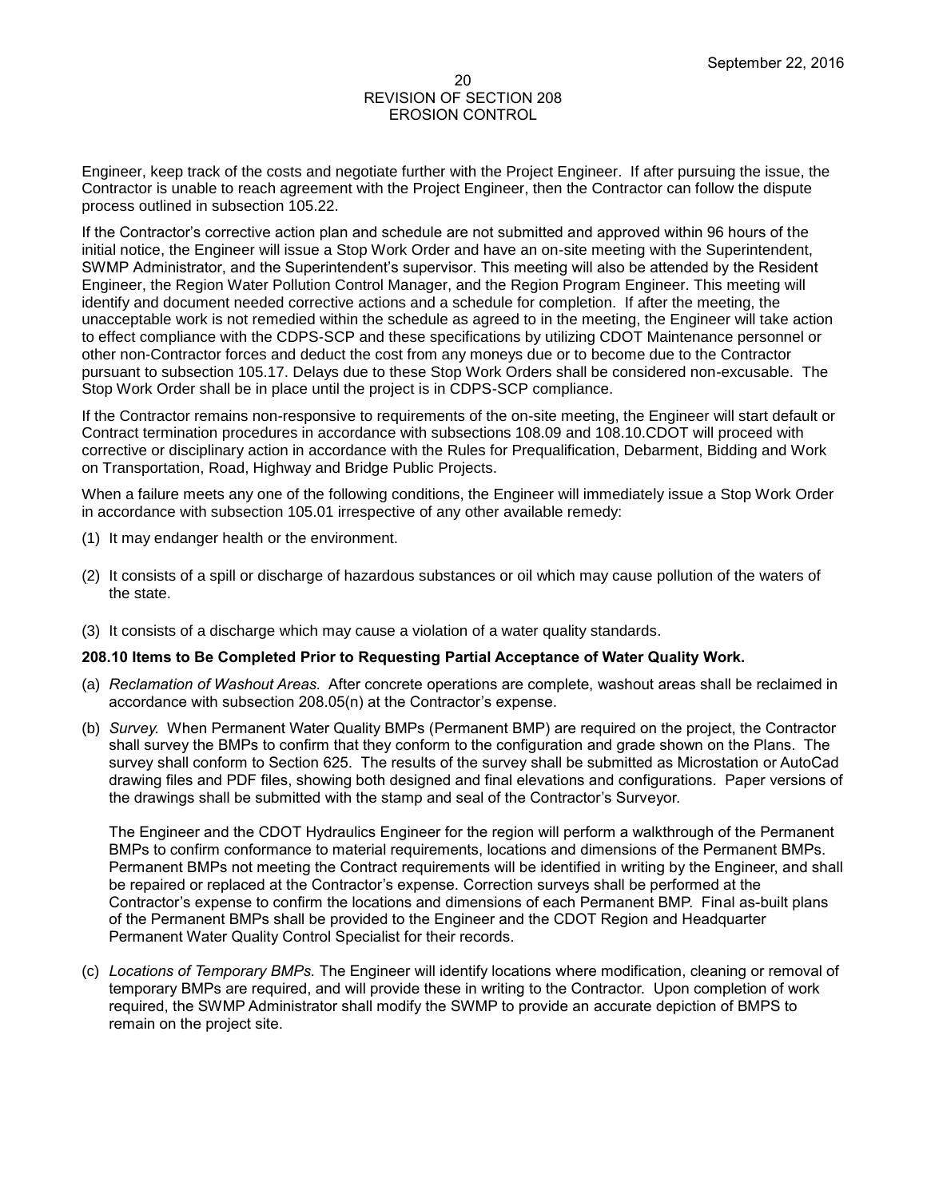Engineer, keep track of the costs and negotiate further with the Project Engineer. If after pursuing the issue, the Contractor is unable to reach agreement with the Project Engineer, then the Contractor can follow the dispute process outlined in subsection 105.22.

If the Contractor's corrective action plan and schedule are not submitted and approved within 96 hours of the initial notice, the Engineer will issue a Stop Work Order and have an on-site meeting with the Superintendent, SWMP Administrator, and the Superintendent's supervisor. This meeting will also be attended by the Resident Engineer, the Region Water Pollution Control Manager, and the Region Program Engineer. This meeting will identify and document needed corrective actions and a schedule for completion. If after the meeting, the unacceptable work is not remedied within the schedule as agreed to in the meeting, the Engineer will take action to effect compliance with the CDPS-SCP and these specifications by utilizing CDOT Maintenance personnel or other non-Contractor forces and deduct the cost from any moneys due or to become due to the Contractor pursuant to subsection 105.17. Delays due to these Stop Work Orders shall be considered non-excusable. The Stop Work Order shall be in place until the project is in CDPS-SCP compliance.

If the Contractor remains non-responsive to requirements of the on-site meeting, the Engineer will start default or Contract termination procedures in accordance with subsections 108.09 and 108.10.CDOT will proceed with corrective or disciplinary action in accordance with the Rules for Prequalification, Debarment, Bidding and Work on Transportation, Road, Highway and Bridge Public Projects.

When a failure meets any one of the following conditions, the Engineer will immediately issue a Stop Work Order in accordance with subsection 105.01 irrespective of any other available remedy:

(1) It may endanger health or the environment.

(2) It consists of a spill or discharge of hazardous substances or oil which may cause pollution of the waters of the state.

(3) It consists of a discharge which may cause a violation of a water quality standards.

**208.10 Items to Be Completed Prior to Requesting Partial Acceptance of Water Quality Work.**

(a) *Reclamation of Washout Areas.* After concrete operations are complete, washout areas shall be reclaimed in accordance with subsection 208.05(n) at the Contractor's expense.

(b) *Survey.* When Permanent Water Quality BMPs (Permanent BMP) are required on the project, the Contractor shall survey the BMPs to confirm that they conform to the configuration and grade shown on the Plans. The survey shall conform to Section 625. The results of the survey shall be submitted as Microstation or AutoCad drawing files and PDF files, showing both designed and final elevations and configurations. Paper versions of the drawings shall be submitted with the stamp and seal of the Contractor's Surveyor.

    The Engineer and the CDOT Hydraulics Engineer for the region will perform a walkthrough of the Permanent BMPs to confirm conformance to material requirements, locations and dimensions of the Permanent BMPs. Permanent BMPs not meeting the Contract requirements will be identified in writing by the Engineer, and shall be repaired or replaced at the Contractor's expense. Correction surveys shall be performed at the Contractor's expense to confirm the locations and dimensions of each Permanent BMP. Final as-built plans of the Permanent BMPs shall be provided to the Engineer and the CDOT Region and Headquarter Permanent Water Quality Control Specialist for their records.

(c) *Locations of Temporary BMPs.* The Engineer will identify locations where modification, cleaning or removal of temporary BMPs are required, and will provide these in writing to the Contractor. Upon completion of work required, the SWMP Administrator shall modify the SWMP to provide an accurate depiction of BMPS to remain on the project site.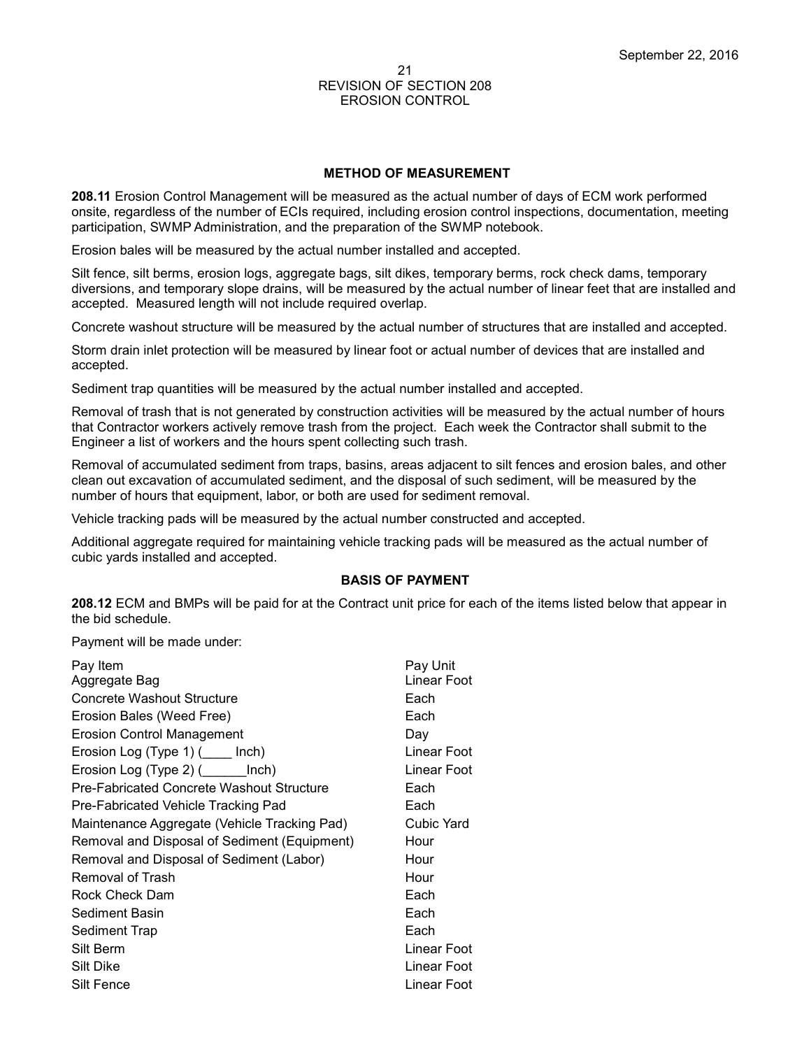September 22, 2016

REVISION OF SECTION 208
EROSION CONTROL

### METHOD OF MEASUREMENT

**208.11** Erosion Control Management will be measured as the actual number of days of ECM work performed onsite, regardless of the number of ECIs required, including erosion control inspections, documentation, meeting participation, SWMP Administration, and the preparation of the SWMP notebook.

Erosion bales will be measured by the actual number installed and accepted.

Silt fence, silt berms, erosion logs, aggregate bags, silt dikes, temporary berms, rock check dams, temporary diversions, and temporary slope drains, will be measured by the actual number of linear feet that are installed and accepted. Measured length will not include required overlap.

Concrete washout structure will be measured by the actual number of structures that are installed and accepted.

Storm drain inlet protection will be measured by linear foot or actual number of devices that are installed and accepted.

Sediment trap quantities will be measured by the actual number installed and accepted.

Removal of trash that is not generated by construction activities will be measured by the actual number of hours that Contractor workers actively remove trash from the project. Each week the Contractor shall submit to the Engineer a list of workers and the hours spent collecting such trash.

Removal of accumulated sediment from traps, basins, areas adjacent to silt fences and erosion bales, and other clean out excavation of accumulated sediment, and the disposal of such sediment, will be measured by the number of hours that equipment, labor, or both are used for sediment removal.

Vehicle tracking pads will be measured by the actual number constructed and accepted.

Additional aggregate required for maintaining vehicle tracking pads will be measured as the actual number of cubic yards installed and accepted.

### BASIS OF PAYMENT

**208.12** ECM and BMPs will be paid for at the Contract unit price for each of the items listed below that appear in the bid schedule.

Payment will be made under:

| Pay Item | Pay Unit |
|---|---|
| Aggregate Bag | Linear Foot |
| Concrete Washout Structure | Each |
| Erosion Bales (Weed Free) | Each |
| Erosion Control Management | Day |
| Erosion Log (Type 1) (____ Inch) | Linear Foot |
| Erosion Log (Type 2) (______Inch) | Linear Foot |
| Pre-Fabricated Concrete Washout Structure | Each |
| Pre-Fabricated Vehicle Tracking Pad | Each |
| Maintenance Aggregate (Vehicle Tracking Pad) | Cubic Yard |
| Removal and Disposal of Sediment (Equipment) | Hour |
| Removal and Disposal of Sediment (Labor) | Hour |
| Removal of Trash | Hour |
| Rock Check Dam | Each |
| Sediment Basin | Each |
| Sediment Trap | Each |
| Silt Berm | Linear Foot |
| Silt Dike | Linear Foot |
| Silt Fence | Linear Foot |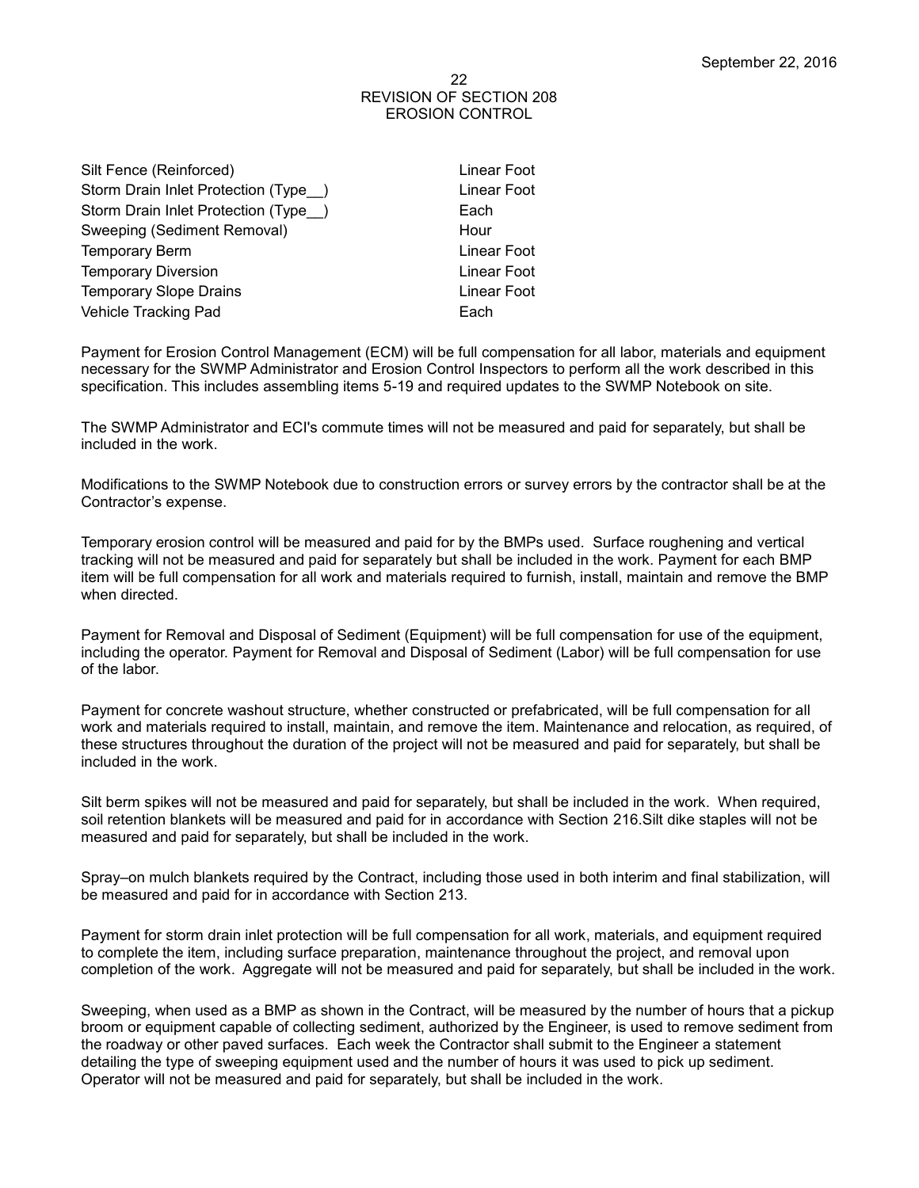| | |
|---|---|
| Silt Fence (Reinforced) | Linear Foot |
| Storm Drain Inlet Protection (Type__) | Linear Foot |
| Storm Drain Inlet Protection (Type__) | Each |
| Sweeping (Sediment Removal) | Hour |
| Temporary Berm | Linear Foot |
| Temporary Diversion | Linear Foot |
| Temporary Slope Drains | Linear Foot |
| Vehicle Tracking Pad | Each |

Payment for Erosion Control Management (ECM) will be full compensation for all labor, materials and equipment necessary for the SWMP Administrator and Erosion Control Inspectors to perform all the work described in this specification. This includes assembling items 5-19 and required updates to the SWMP Notebook on site.

The SWMP Administrator and ECI's commute times will not be measured and paid for separately, but shall be included in the work.

Modifications to the SWMP Notebook due to construction errors or survey errors by the contractor shall be at the Contractor's expense.

Temporary erosion control will be measured and paid for by the BMPs used. Surface roughening and vertical tracking will not be measured and paid for separately but shall be included in the work. Payment for each BMP item will be full compensation for all work and materials required to furnish, install, maintain and remove the BMP when directed.

Payment for Removal and Disposal of Sediment (Equipment) will be full compensation for use of the equipment, including the operator. Payment for Removal and Disposal of Sediment (Labor) will be full compensation for use of the labor.

Payment for concrete washout structure, whether constructed or prefabricated, will be full compensation for all work and materials required to install, maintain, and remove the item. Maintenance and relocation, as required, of these structures throughout the duration of the project will not be measured and paid for separately, but shall be included in the work.

Silt berm spikes will not be measured and paid for separately, but shall be included in the work. When required, soil retention blankets will be measured and paid for in accordance with Section 216.Silt dike staples will not be measured and paid for separately, but shall be included in the work.

Spray–on mulch blankets required by the Contract, including those used in both interim and final stabilization, will be measured and paid for in accordance with Section 213.

Payment for storm drain inlet protection will be full compensation for all work, materials, and equipment required to complete the item, including surface preparation, maintenance throughout the project, and removal upon completion of the work. Aggregate will not be measured and paid for separately, but shall be included in the work.

Sweeping, when used as a BMP as shown in the Contract, will be measured by the number of hours that a pickup broom or equipment capable of collecting sediment, authorized by the Engineer, is used to remove sediment from the roadway or other paved surfaces. Each week the Contractor shall submit to the Engineer a statement detailing the type of sweeping equipment used and the number of hours it was used to pick up sediment. Operator will not be measured and paid for separately, but shall be included in the work.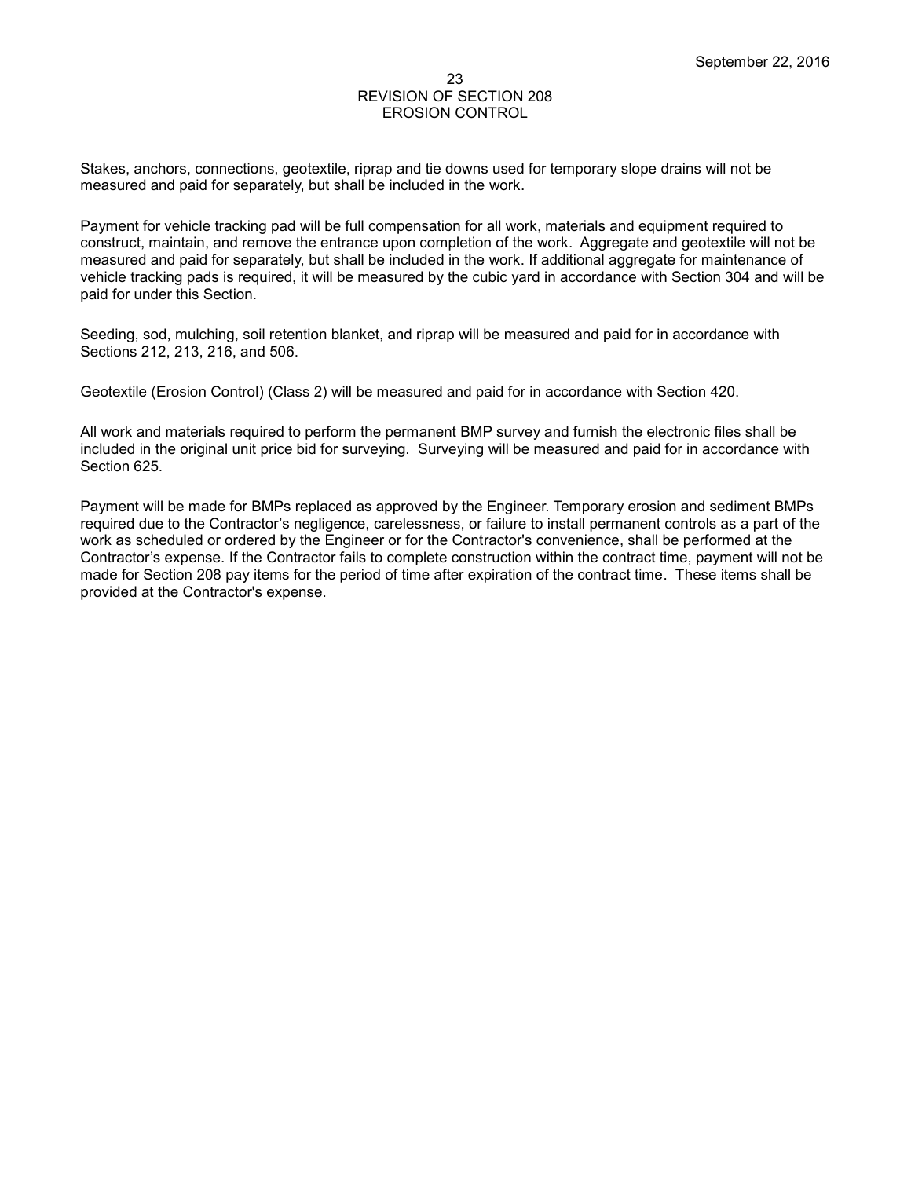Stakes, anchors, connections, geotextile, riprap and tie downs used for temporary slope drains will not be measured and paid for separately, but shall be included in the work.

Payment for vehicle tracking pad will be full compensation for all work, materials and equipment required to construct, maintain, and remove the entrance upon completion of the work. Aggregate and geotextile will not be measured and paid for separately, but shall be included in the work. If additional aggregate for maintenance of vehicle tracking pads is required, it will be measured by the cubic yard in accordance with Section 304 and will be paid for under this Section.

Seeding, sod, mulching, soil retention blanket, and riprap will be measured and paid for in accordance with Sections 212, 213, 216, and 506.

Geotextile (Erosion Control) (Class 2) will be measured and paid for in accordance with Section 420.

All work and materials required to perform the permanent BMP survey and furnish the electronic files shall be included in the original unit price bid for surveying. Surveying will be measured and paid for in accordance with Section 625.

Payment will be made for BMPs replaced as approved by the Engineer. Temporary erosion and sediment BMPs required due to the Contractor's negligence, carelessness, or failure to install permanent controls as a part of the work as scheduled or ordered by the Engineer or for the Contractor's convenience, shall be performed at the Contractor's expense. If the Contractor fails to complete construction within the contract time, payment will not be made for Section 208 pay items for the period of time after expiration of the contract time. These items shall be provided at the Contractor's expense.